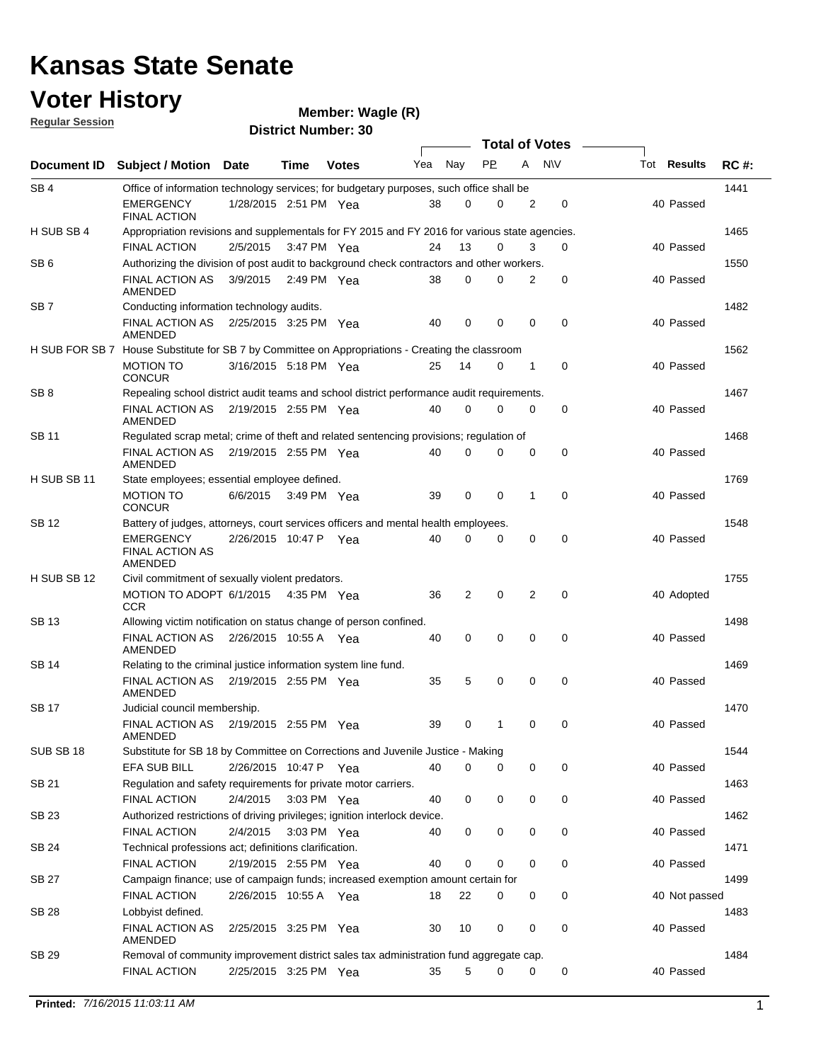# Kansas State Senate

## Voter History

**Regular Session**

**Member: Wagle (R)**

**District Number: 30**

| Document ID | Subject / Motion | Date | Time | Votes | Yea | Nay | PP | A | N\V | Tot | Results | RC #: |
|---|---|---|---|---|---|---|---|---|---|---|---|---|
| SB 4 | Office of information technology services; for budgetary purposes, such office shall be | | | | | | | | | | | 1441 |
| | EMERGENCY FINAL ACTION | 1/28/2015 | 2:51 PM | Yea | 38 | 0 | 0 | 2 | 0 | 40 | Passed | |
| H SUB SB 4 | Appropriation revisions and supplementals for FY 2015 and FY 2016 for various state agencies. | | | | | | | | | | | 1465 |
| | FINAL ACTION | 2/5/2015 | 3:47 PM | Yea | 24 | 13 | 0 | 3 | 0 | 40 | Passed | |
| SB 6 | Authorizing the division of post audit to background check contractors and other workers. | | | | | | | | | | | 1550 |
| | FINAL ACTION AS AMENDED | 3/9/2015 | 2:49 PM | Yea | 38 | 0 | 0 | 2 | 0 | 40 | Passed | |
| SB 7 | Conducting information technology audits. | | | | | | | | | | | 1482 |
| | FINAL ACTION AS AMENDED | 2/25/2015 | 3:25 PM | Yea | 40 | 0 | 0 | 0 | 0 | 40 | Passed | |
| H SUB FOR SB 7 | House Substitute for SB 7 by Committee on Appropriations - Creating the classroom | | | | | | | | | | | 1562 |
| | MOTION TO CONCUR | 3/16/2015 | 5:18 PM | Yea | 25 | 14 | 0 | 1 | 0 | 40 | Passed | |
| SB 8 | Repealing school district audit teams and school district performance audit requirements. | | | | | | | | | | | 1467 |
| | FINAL ACTION AS AMENDED | 2/19/2015 | 2:55 PM | Yea | 40 | 0 | 0 | 0 | 0 | 40 | Passed | |
| SB 11 | Regulated scrap metal; crime of theft and related sentencing provisions; regulation of | | | | | | | | | | | 1468 |
| | FINAL ACTION AS AMENDED | 2/19/2015 | 2:55 PM | Yea | 40 | 0 | 0 | 0 | 0 | 40 | Passed | |
| H SUB SB 11 | State employees; essential employee defined. | | | | | | | | | | | 1769 |
| | MOTION TO CONCUR | 6/6/2015 | 3:49 PM | Yea | 39 | 0 | 0 | 1 | 0 | 40 | Passed | |
| SB 12 | Battery of judges, attorneys, court services officers and mental health employees. | | | | | | | | | | | 1548 |
| | EMERGENCY FINAL ACTION AS AMENDED | 2/26/2015 | 10:47 P | Yea | 40 | 0 | 0 | 0 | 0 | 40 | Passed | |
| H SUB SB 12 | Civil commitment of sexually violent predators. | | | | | | | | | | | 1755 |
| | MOTION TO ADOPT CCR | 6/1/2015 | 4:35 PM | Yea | 36 | 2 | 0 | 2 | 0 | 40 | Adopted | |
| SB 13 | Allowing victim notification on status change of person confined. | | | | | | | | | | | 1498 |
| | FINAL ACTION AS AMENDED | 2/26/2015 | 10:55 A | Yea | 40 | 0 | 0 | 0 | 0 | 40 | Passed | |
| SB 14 | Relating to the criminal justice information system line fund. | | | | | | | | | | | 1469 |
| | FINAL ACTION AS AMENDED | 2/19/2015 | 2:55 PM | Yea | 35 | 5 | 0 | 0 | 0 | 40 | Passed | |
| SB 17 | Judicial council membership. | | | | | | | | | | | 1470 |
| | FINAL ACTION AS AMENDED | 2/19/2015 | 2:55 PM | Yea | 39 | 0 | 1 | 0 | 0 | 40 | Passed | |
| SUB SB 18 | Substitute for SB 18 by Committee on Corrections and Juvenile Justice - Making | | | | | | | | | | | 1544 |
| | EFA SUB BILL | 2/26/2015 | 10:47 P | Yea | 40 | 0 | 0 | 0 | 0 | 40 | Passed | |
| SB 21 | Regulation and safety requirements for private motor carriers. | | | | | | | | | | | 1463 |
| | FINAL ACTION | 2/4/2015 | 3:03 PM | Yea | 40 | 0 | 0 | 0 | 0 | 40 | Passed | |
| SB 23 | Authorized restrictions of driving privileges; ignition interlock device. | | | | | | | | | | | 1462 |
| | FINAL ACTION | 2/4/2015 | 3:03 PM | Yea | 40 | 0 | 0 | 0 | 0 | 40 | Passed | |
| SB 24 | Technical professions act; definitions clarification. | | | | | | | | | | | 1471 |
| | FINAL ACTION | 2/19/2015 | 2:55 PM | Yea | 40 | 0 | 0 | 0 | 0 | 40 | Passed | |
| SB 27 | Campaign finance; use of campaign funds; increased exemption amount certain for | | | | | | | | | | | 1499 |
| | FINAL ACTION | 2/26/2015 | 10:55 A | Yea | 18 | 22 | 0 | 0 | 0 | 40 | Not passed | |
| SB 28 | Lobbyist defined. | | | | | | | | | | | 1483 |
| | FINAL ACTION AS AMENDED | 2/25/2015 | 3:25 PM | Yea | 30 | 10 | 0 | 0 | 0 | 40 | Passed | |
| SB 29 | Removal of community improvement district sales tax administration fund aggregate cap. | | | | | | | | | | | 1484 |
| | FINAL ACTION | 2/25/2015 | 3:25 PM | Yea | 35 | 5 | 0 | 0 | 0 | 40 | Passed | |

**Printed:** *7/16/2015 11:03:11 AM*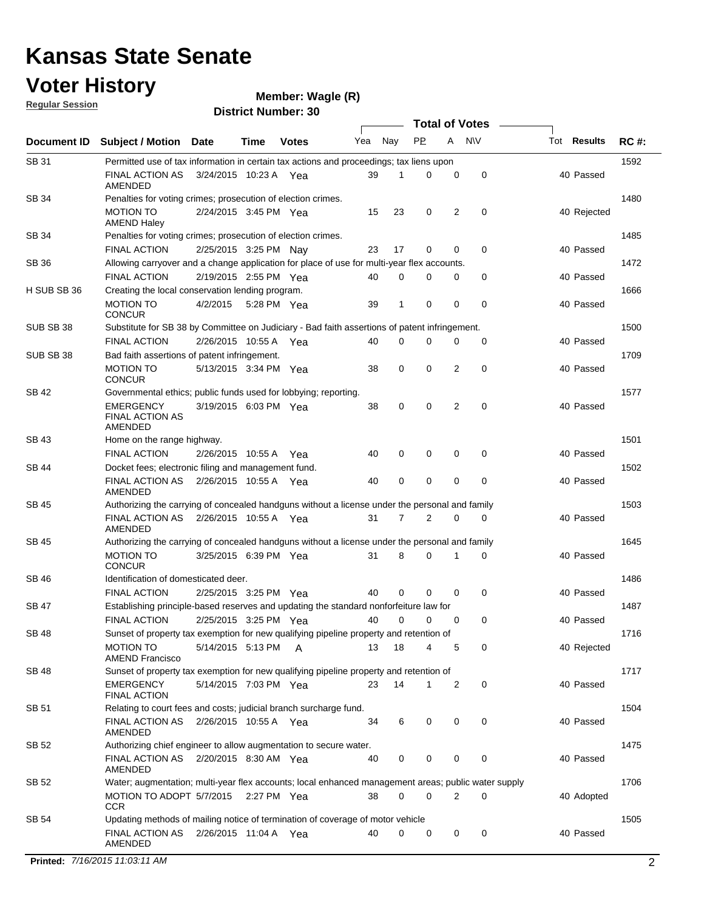# Kansas State Senate

# Voter History

**Regular Session**

**Member: Wagle (R)**

**District Number: 30**

| Document ID | Subject / Motion | Date | Time | Votes | Yea | Nay | PP | A | N\V | Tot | Results | RC #: |
|---|---|---|---|---|---|---|---|---|---|---|---|---|
| SB 31 | Permitted use of tax information in certain tax actions and proceedings; tax liens upon | | | | | | | | | | | 1592 |
| | FINAL ACTION AS AMENDED | 3/24/2015 | 10:23 A | Yea | 39 | 1 | 0 | 0 | 0 | 40 | Passed | |
| SB 34 | Penalties for voting crimes; prosecution of election crimes. | | | | | | | | | | | 1480 |
| | MOTION TO AMEND Haley | 2/24/2015 | 3:45 PM | Yea | 15 | 23 | 0 | 2 | 0 | 40 | Rejected | |
| SB 34 | Penalties for voting crimes; prosecution of election crimes. | | | | | | | | | | | 1485 |
| | FINAL ACTION | 2/25/2015 | 3:25 PM | Nay | 23 | 17 | 0 | 0 | 0 | 40 | Passed | |
| SB 36 | Allowing carryover and a change application for place of use for multi-year flex accounts. | | | | | | | | | | | 1472 |
| | FINAL ACTION | 2/19/2015 | 2:55 PM | Yea | 40 | 0 | 0 | 0 | 0 | 40 | Passed | |
| H SUB SB 36 | Creating the local conservation lending program. | | | | | | | | | | | 1666 |
| | MOTION TO CONCUR | 4/2/2015 | 5:28 PM | Yea | 39 | 1 | 0 | 0 | 0 | 40 | Passed | |
| SUB SB 38 | Substitute for SB 38 by Committee on Judiciary - Bad faith assertions of patent infringement. | | | | | | | | | | | 1500 |
| | FINAL ACTION | 2/26/2015 | 10:55 A | Yea | 40 | 0 | 0 | 0 | 0 | 40 | Passed | |
| SUB SB 38 | Bad faith assertions of patent infringement. | | | | | | | | | | | 1709 |
| | MOTION TO CONCUR | 5/13/2015 | 3:34 PM | Yea | 38 | 0 | 0 | 2 | 0 | 40 | Passed | |
| SB 42 | Governmental ethics; public funds used for lobbying; reporting. | | | | | | | | | | | 1577 |
| | EMERGENCY FINAL ACTION AS AMENDED | 3/19/2015 | 6:03 PM | Yea | 38 | 0 | 0 | 2 | 0 | 40 | Passed | |
| SB 43 | Home on the range highway. | | | | | | | | | | | 1501 |
| | FINAL ACTION | 2/26/2015 | 10:55 A | Yea | 40 | 0 | 0 | 0 | 0 | 40 | Passed | |
| SB 44 | Docket fees; electronic filing and management fund. | | | | | | | | | | | 1502 |
| | FINAL ACTION AS AMENDED | 2/26/2015 | 10:55 A | Yea | 40 | 0 | 0 | 0 | 0 | 40 | Passed | |
| SB 45 | Authorizing the carrying of concealed handguns without a license under the personal and family | | | | | | | | | | | 1503 |
| | FINAL ACTION AS AMENDED | 2/26/2015 | 10:55 A | Yea | 31 | 7 | 2 | 0 | 0 | 40 | Passed | |
| SB 45 | Authorizing the carrying of concealed handguns without a license under the personal and family | | | | | | | | | | | 1645 |
| | MOTION TO CONCUR | 3/25/2015 | 6:39 PM | Yea | 31 | 8 | 0 | 1 | 0 | 40 | Passed | |
| SB 46 | Identification of domesticated deer. | | | | | | | | | | | 1486 |
| | FINAL ACTION | 2/25/2015 | 3:25 PM | Yea | 40 | 0 | 0 | 0 | 0 | 40 | Passed | |
| SB 47 | Establishing principle-based reserves and updating the standard nonforfeiture law for | | | | | | | | | | | 1487 |
| | FINAL ACTION | 2/25/2015 | 3:25 PM | Yea | 40 | 0 | 0 | 0 | 0 | 40 | Passed | |
| SB 48 | Sunset of property tax exemption for new qualifying pipeline property and retention of | | | | | | | | | | | 1716 |
| | MOTION TO AMEND Francisco | 5/14/2015 | 5:13 PM | A | 13 | 18 | 4 | 5 | 0 | 40 | Rejected | |
| SB 48 | Sunset of property tax exemption for new qualifying pipeline property and retention of | | | | | | | | | | | 1717 |
| | EMERGENCY FINAL ACTION | 5/14/2015 | 7:03 PM | Yea | 23 | 14 | 1 | 2 | 0 | 40 | Passed | |
| SB 51 | Relating to court fees and costs; judicial branch surcharge fund. | | | | | | | | | | | 1504 |
| | FINAL ACTION AS AMENDED | 2/26/2015 | 10:55 A | Yea | 34 | 6 | 0 | 0 | 0 | 40 | Passed | |
| SB 52 | Authorizing chief engineer to allow augmentation to secure water. | | | | | | | | | | | 1475 |
| | FINAL ACTION AS AMENDED | 2/20/2015 | 8:30 AM | Yea | 40 | 0 | 0 | 0 | 0 | 40 | Passed | |
| SB 52 | Water; augmentation; multi-year flex accounts; local enhanced management areas; public water supply | | | | | | | | | | | 1706 |
| | MOTION TO ADOPT CCR | 5/7/2015 | 2:27 PM | Yea | 38 | 0 | 0 | 2 | 0 | 40 | Adopted | |
| SB 54 | Updating methods of mailing notice of termination of coverage of motor vehicle | | | | | | | | | | | 1505 |
| | FINAL ACTION AS AMENDED | 2/26/2015 | 11:04 A | Yea | 40 | 0 | 0 | 0 | 0 | 40 | Passed | |

**Printed:** *7/16/2015 11:03:11 AM*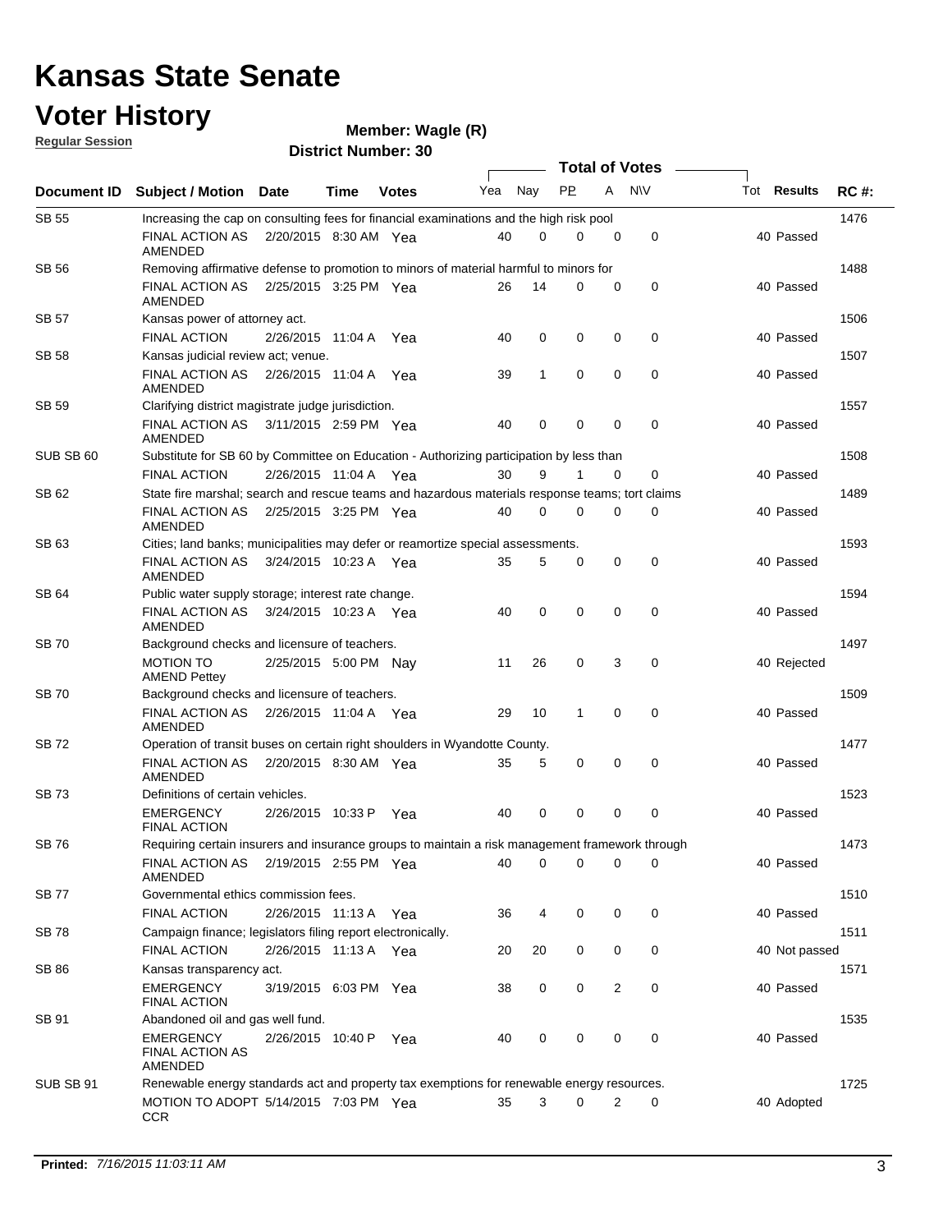# Kansas State Senate

# Voter History

**Regular Session**

**Member: Wagle (R)**

**District Number: 30**

| Document ID | Subject / Motion | Date | Time | Votes | Yea | Nay | PP | A | N\V | Tot | Results | RC #: |
|---|---|---|---|---|---|---|---|---|---|---|---|---|
| SB 55 | Increasing the cap on consulting fees for financial examinations and the high risk pool | | | | | | | | | | | 1476 |
| | FINAL ACTION AS AMENDED | 2/20/2015 | 8:30 AM | Yea | 40 | 0 | 0 | 0 | 0 | 40 | Passed | |
| SB 56 | Removing affirmative defense to promotion to minors of material harmful to minors for | | | | | | | | | | | 1488 |
| | FINAL ACTION AS AMENDED | 2/25/2015 | 3:25 PM | Yea | 26 | 14 | 0 | 0 | 0 | 40 | Passed | |
| SB 57 | Kansas power of attorney act. | | | | | | | | | | | 1506 |
| | FINAL ACTION | 2/26/2015 | 11:04 A | Yea | 40 | 0 | 0 | 0 | 0 | 40 | Passed | |
| SB 58 | Kansas judicial review act; venue. | | | | | | | | | | | 1507 |
| | FINAL ACTION AS AMENDED | 2/26/2015 | 11:04 A | Yea | 39 | 1 | 0 | 0 | 0 | 40 | Passed | |
| SB 59 | Clarifying district magistrate judge jurisdiction. | | | | | | | | | | | 1557 |
| | FINAL ACTION AS AMENDED | 3/11/2015 | 2:59 PM | Yea | 40 | 0 | 0 | 0 | 0 | 40 | Passed | |
| SUB SB 60 | Substitute for SB 60 by Committee on Education - Authorizing participation by less than | | | | | | | | | | | 1508 |
| | FINAL ACTION | 2/26/2015 | 11:04 A | Yea | 30 | 9 | 1 | 0 | 0 | 40 | Passed | |
| SB 62 | State fire marshal; search and rescue teams and hazardous materials response teams; tort claims | | | | | | | | | | | 1489 |
| | FINAL ACTION AS AMENDED | 2/25/2015 | 3:25 PM | Yea | 40 | 0 | 0 | 0 | 0 | 40 | Passed | |
| SB 63 | Cities; land banks; municipalities may defer or reamortize special assessments. | | | | | | | | | | | 1593 |
| | FINAL ACTION AS AMENDED | 3/24/2015 | 10:23 A | Yea | 35 | 5 | 0 | 0 | 0 | 40 | Passed | |
| SB 64 | Public water supply storage; interest rate change. | | | | | | | | | | | 1594 |
| | FINAL ACTION AS AMENDED | 3/24/2015 | 10:23 A | Yea | 40 | 0 | 0 | 0 | 0 | 40 | Passed | |
| SB 70 | Background checks and licensure of teachers. | | | | | | | | | | | 1497 |
| | MOTION TO AMEND Pettey | 2/25/2015 | 5:00 PM | Nay | 11 | 26 | 0 | 3 | 0 | 40 | Rejected | |
| SB 70 | Background checks and licensure of teachers. | | | | | | | | | | | 1509 |
| | FINAL ACTION AS AMENDED | 2/26/2015 | 11:04 A | Yea | 29 | 10 | 1 | 0 | 0 | 40 | Passed | |
| SB 72 | Operation of transit buses on certain right shoulders in Wyandotte County. | | | | | | | | | | | 1477 |
| | FINAL ACTION AS AMENDED | 2/20/2015 | 8:30 AM | Yea | 35 | 5 | 0 | 0 | 0 | 40 | Passed | |
| SB 73 | Definitions of certain vehicles. | | | | | | | | | | | 1523 |
| | EMERGENCY FINAL ACTION | 2/26/2015 | 10:33 P | Yea | 40 | 0 | 0 | 0 | 0 | 40 | Passed | |
| SB 76 | Requiring certain insurers and insurance groups to maintain a risk management framework through | | | | | | | | | | | 1473 |
| | FINAL ACTION AS AMENDED | 2/19/2015 | 2:55 PM | Yea | 40 | 0 | 0 | 0 | 0 | 40 | Passed | |
| SB 77 | Governmental ethics commission fees. | | | | | | | | | | | 1510 |
| | FINAL ACTION | 2/26/2015 | 11:13 A | Yea | 36 | 4 | 0 | 0 | 0 | 40 | Passed | |
| SB 78 | Campaign finance; legislators filing report electronically. | | | | | | | | | | | 1511 |
| | FINAL ACTION | 2/26/2015 | 11:13 A | Yea | 20 | 20 | 0 | 0 | 0 | 40 | Not passed | |
| SB 86 | Kansas transparency act. | | | | | | | | | | | 1571 |
| | EMERGENCY FINAL ACTION | 3/19/2015 | 6:03 PM | Yea | 38 | 0 | 0 | 2 | 0 | 40 | Passed | |
| SB 91 | Abandoned oil and gas well fund. | | | | | | | | | | | 1535 |
| | EMERGENCY FINAL ACTION AS AMENDED | 2/26/2015 | 10:40 P | Yea | 40 | 0 | 0 | 0 | 0 | 40 | Passed | |
| SUB SB 91 | Renewable energy standards act and property tax exemptions for renewable energy resources. | | | | | | | | | | | 1725 |
| | MOTION TO ADOPT CCR | 5/14/2015 | 7:03 PM | Yea | 35 | 3 | 0 | 2 | 0 | 40 | Adopted | |

**Printed:** *7/16/2015 11:03:11 AM*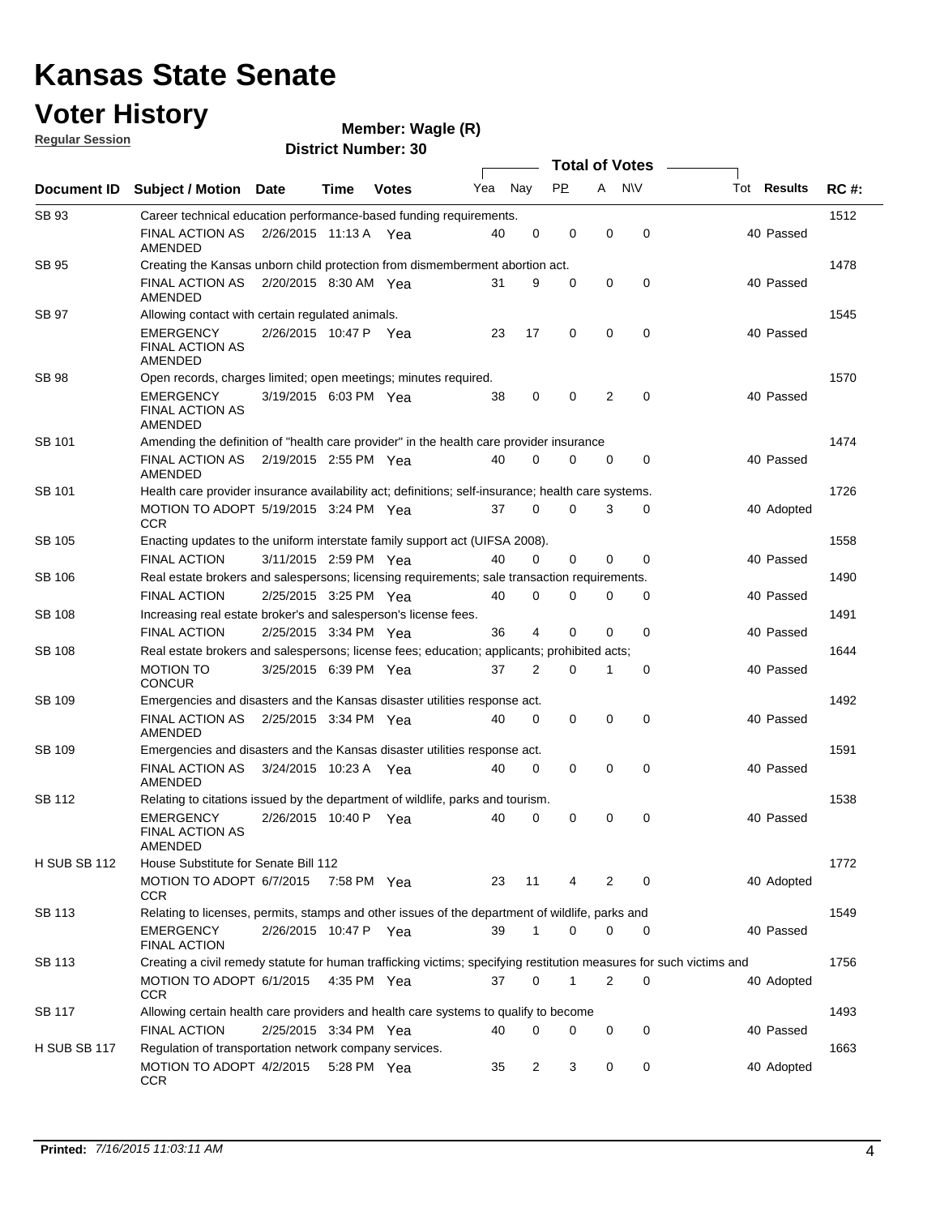# Kansas State Senate

## Voter History

**Regular Session**

**Member: Wagle (R)**

**District Number: 30**

| Document ID | Subject / Motion | Date | Time | Votes | Yea | Nay | PP | A | N\V | Tot | Results | RC #: |
|---|---|---|---|---|---|---|---|---|---|---|---|---|
| SB 93 | Career technical education performance-based funding requirements. | | | | | | | | | | | 1512 |
| | FINAL ACTION AS AMENDED | 2/26/2015 | 11:13 A | Yea | 40 | 0 | 0 | 0 | 0 | 40 | Passed | |
| SB 95 | Creating the Kansas unborn child protection from dismemberment abortion act. | | | | | | | | | | | 1478 |
| | FINAL ACTION AS AMENDED | 2/20/2015 | 8:30 AM | Yea | 31 | 9 | 0 | 0 | 0 | 40 | Passed | |
| SB 97 | Allowing contact with certain regulated animals. | | | | | | | | | | | 1545 |
| | EMERGENCY FINAL ACTION AS AMENDED | 2/26/2015 | 10:47 P | Yea | 23 | 17 | 0 | 0 | 0 | 40 | Passed | |
| SB 98 | Open records, charges limited; open meetings; minutes required. | | | | | | | | | | | 1570 |
| | EMERGENCY FINAL ACTION AS AMENDED | 3/19/2015 | 6:03 PM | Yea | 38 | 0 | 0 | 2 | 0 | 40 | Passed | |
| SB 101 | Amending the definition of "health care provider" in the health care provider insurance | | | | | | | | | | | 1474 |
| | FINAL ACTION AS AMENDED | 2/19/2015 | 2:55 PM | Yea | 40 | 0 | 0 | 0 | 0 | 40 | Passed | |
| SB 101 | Health care provider insurance availability act; definitions; self-insurance; health care systems. | | | | | | | | | | | 1726 |
| | MOTION TO ADOPT CCR | 5/19/2015 | 3:24 PM | Yea | 37 | 0 | 0 | 3 | 0 | 40 | Adopted | |
| SB 105 | Enacting updates to the uniform interstate family support act (UIFSA 2008). | | | | | | | | | | | 1558 |
| | FINAL ACTION | 3/11/2015 | 2:59 PM | Yea | 40 | 0 | 0 | 0 | 0 | 40 | Passed | |
| SB 106 | Real estate brokers and salespersons; licensing requirements; sale transaction requirements. | | | | | | | | | | | 1490 |
| | FINAL ACTION | 2/25/2015 | 3:25 PM | Yea | 40 | 0 | 0 | 0 | 0 | 40 | Passed | |
| SB 108 | Increasing real estate broker's and salesperson's license fees. | | | | | | | | | | | 1491 |
| | FINAL ACTION | 2/25/2015 | 3:34 PM | Yea | 36 | 4 | 0 | 0 | 0 | 40 | Passed | |
| SB 108 | Real estate brokers and salespersons; license fees; education; applicants; prohibited acts; | | | | | | | | | | | 1644 |
| | MOTION TO CONCUR | 3/25/2015 | 6:39 PM | Yea | 37 | 2 | 0 | 1 | 0 | 40 | Passed | |
| SB 109 | Emergencies and disasters and the Kansas disaster utilities response act. | | | | | | | | | | | 1492 |
| | FINAL ACTION AS AMENDED | 2/25/2015 | 3:34 PM | Yea | 40 | 0 | 0 | 0 | 0 | 40 | Passed | |
| SB 109 | Emergencies and disasters and the Kansas disaster utilities response act. | | | | | | | | | | | 1591 |
| | FINAL ACTION AS AMENDED | 3/24/2015 | 10:23 A | Yea | 40 | 0 | 0 | 0 | 0 | 40 | Passed | |
| SB 112 | Relating to citations issued by the department of wildlife, parks and tourism. | | | | | | | | | | | 1538 |
| | EMERGENCY FINAL ACTION AS AMENDED | 2/26/2015 | 10:40 P | Yea | 40 | 0 | 0 | 0 | 0 | 40 | Passed | |
| H SUB SB 112 | House Substitute for Senate Bill 112 | | | | | | | | | | | 1772 |
| | MOTION TO ADOPT CCR | 6/7/2015 | 7:58 PM | Yea | 23 | 11 | 4 | 2 | 0 | 40 | Adopted | |
| SB 113 | Relating to licenses, permits, stamps and other issues of the department of wildlife, parks and | | | | | | | | | | | 1549 |
| | EMERGENCY FINAL ACTION | 2/26/2015 | 10:47 P | Yea | 39 | 1 | 0 | 0 | 0 | 40 | Passed | |
| SB 113 | Creating a civil remedy statute for human trafficking victims; specifying restitution measures for such victims and | | | | | | | | | | | 1756 |
| | MOTION TO ADOPT CCR | 6/1/2015 | 4:35 PM | Yea | 37 | 0 | 1 | 2 | 0 | 40 | Adopted | |
| SB 117 | Allowing certain health care providers and health care systems to qualify to become | | | | | | | | | | | 1493 |
| | FINAL ACTION | 2/25/2015 | 3:34 PM | Yea | 40 | 0 | 0 | 0 | 0 | 40 | Passed | |
| H SUB SB 117 | Regulation of transportation network company services. | | | | | | | | | | | 1663 |
| | MOTION TO ADOPT CCR | 4/2/2015 | 5:28 PM | Yea | 35 | 2 | 3 | 0 | 0 | 40 | Adopted | |

**Printed:** *7/16/2015 11:03:11 AM*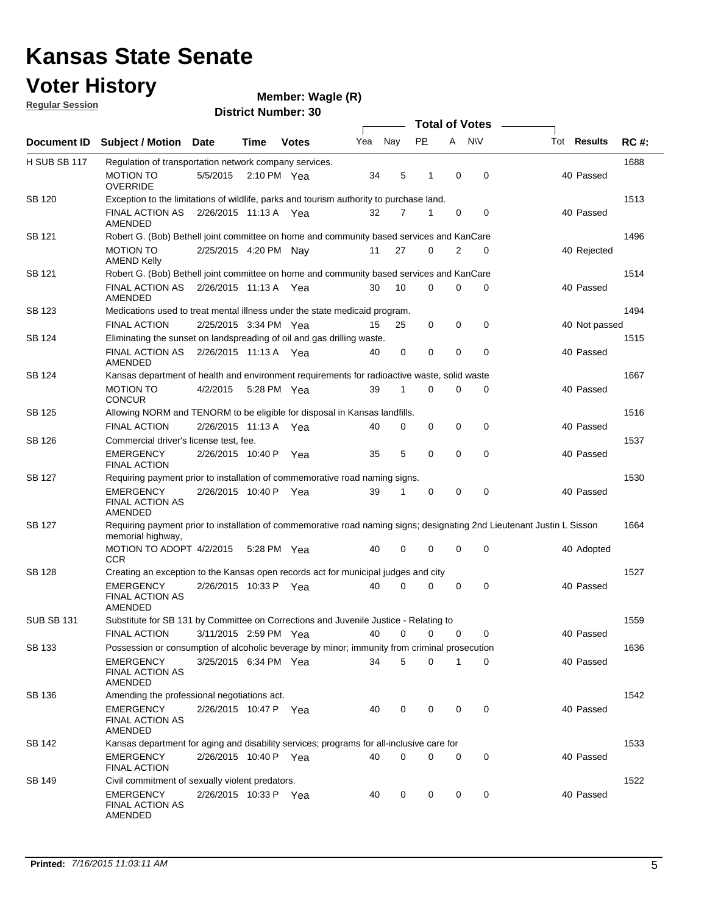# Kansas State Senate

# Voter History

**Regular Session**

**Member: Wagle (R)**

**District Number: 30**

| Document ID | Subject / Motion | Date | Time | Votes | Yea | Nay | PP | A | N\V | Tot | Results | RC #: |
|---|---|---|---|---|---|---|---|---|---|---|---|---|
| H SUB SB 117 | Regulation of transportation network company services. | | | | | | | | | | | 1688 |
| | MOTION TO OVERRIDE | 5/5/2015 | 2:10 PM | Yea | 34 | 5 | 1 | 0 | 0 | 40 | Passed | |
| SB 120 | Exception to the limitations of wildlife, parks and tourism authority to purchase land. | | | | | | | | | | | 1513 |
| | FINAL ACTION AS AMENDED | 2/26/2015 | 11:13 A | Yea | 32 | 7 | 1 | 0 | 0 | 40 | Passed | |
| SB 121 | Robert G. (Bob) Bethell joint committee on home and community based services and KanCare | | | | | | | | | | | 1496 |
| | MOTION TO AMEND Kelly | 2/25/2015 | 4:20 PM | Nay | 11 | 27 | 0 | 2 | 0 | 40 | Rejected | |
| SB 121 | Robert G. (Bob) Bethell joint committee on home and community based services and KanCare | | | | | | | | | | | 1514 |
| | FINAL ACTION AS AMENDED | 2/26/2015 | 11:13 A | Yea | 30 | 10 | 0 | 0 | 0 | 40 | Passed | |
| SB 123 | Medications used to treat mental illness under the state medicaid program. | | | | | | | | | | | 1494 |
| | FINAL ACTION | 2/25/2015 | 3:34 PM | Yea | 15 | 25 | 0 | 0 | 0 | 40 | Not passed | |
| SB 124 | Eliminating the sunset on landspreading of oil and gas drilling waste. | | | | | | | | | | | 1515 |
| | FINAL ACTION AS AMENDED | 2/26/2015 | 11:13 A | Yea | 40 | 0 | 0 | 0 | 0 | 40 | Passed | |
| SB 124 | Kansas department of health and environment requirements for radioactive waste, solid waste | | | | | | | | | | | 1667 |
| | MOTION TO CONCUR | 4/2/2015 | 5:28 PM | Yea | 39 | 1 | 0 | 0 | 0 | 40 | Passed | |
| SB 125 | Allowing NORM and TENORM to be eligible for disposal in Kansas landfills. | | | | | | | | | | | 1516 |
| | FINAL ACTION | 2/26/2015 | 11:13 A | Yea | 40 | 0 | 0 | 0 | 0 | 40 | Passed | |
| SB 126 | Commercial driver's license test, fee. | | | | | | | | | | | 1537 |
| | EMERGENCY FINAL ACTION | 2/26/2015 | 10:40 P | Yea | 35 | 5 | 0 | 0 | 0 | 40 | Passed | |
| SB 127 | Requiring payment prior to installation of commemorative road naming signs. | | | | | | | | | | | 1530 |
| | EMERGENCY FINAL ACTION AS AMENDED | 2/26/2015 | 10:40 P | Yea | 39 | 1 | 0 | 0 | 0 | 40 | Passed | |
| SB 127 | Requiring payment prior to installation of commemorative road naming signs; designating 2nd Lieutenant Justin L Sisson memorial highway, | | | | | | | | | | | 1664 |
| | MOTION TO ADOPT CCR | 4/2/2015 | 5:28 PM | Yea | 40 | 0 | 0 | 0 | 0 | 40 | Adopted | |
| SB 128 | Creating an exception to the Kansas open records act for municipal judges and city | | | | | | | | | | | 1527 |
| | EMERGENCY FINAL ACTION AS AMENDED | 2/26/2015 | 10:33 P | Yea | 40 | 0 | 0 | 0 | 0 | 40 | Passed | |
| SUB SB 131 | Substitute for SB 131 by Committee on Corrections and Juvenile Justice - Relating to | | | | | | | | | | | 1559 |
| | FINAL ACTION | 3/11/2015 | 2:59 PM | Yea | 40 | 0 | 0 | 0 | 0 | 40 | Passed | |
| SB 133 | Possession or consumption of alcoholic beverage by minor; immunity from criminal prosecution | | | | | | | | | | | 1636 |
| | EMERGENCY FINAL ACTION AS AMENDED | 3/25/2015 | 6:34 PM | Yea | 34 | 5 | 0 | 1 | 0 | 40 | Passed | |
| SB 136 | Amending the professional negotiations act. | | | | | | | | | | | 1542 |
| | EMERGENCY FINAL ACTION AS AMENDED | 2/26/2015 | 10:47 P | Yea | 40 | 0 | 0 | 0 | 0 | 40 | Passed | |
| SB 142 | Kansas department for aging and disability services; programs for all-inclusive care for | | | | | | | | | | | 1533 |
| | EMERGENCY FINAL ACTION | 2/26/2015 | 10:40 P | Yea | 40 | 0 | 0 | 0 | 0 | 40 | Passed | |
| SB 149 | Civil commitment of sexually violent predators. | | | | | | | | | | | 1522 |
| | EMERGENCY FINAL ACTION AS AMENDED | 2/26/2015 | 10:33 P | Yea | 40 | 0 | 0 | 0 | 0 | 40 | Passed | |

**Printed:** *7/16/2015 11:03:11 AM*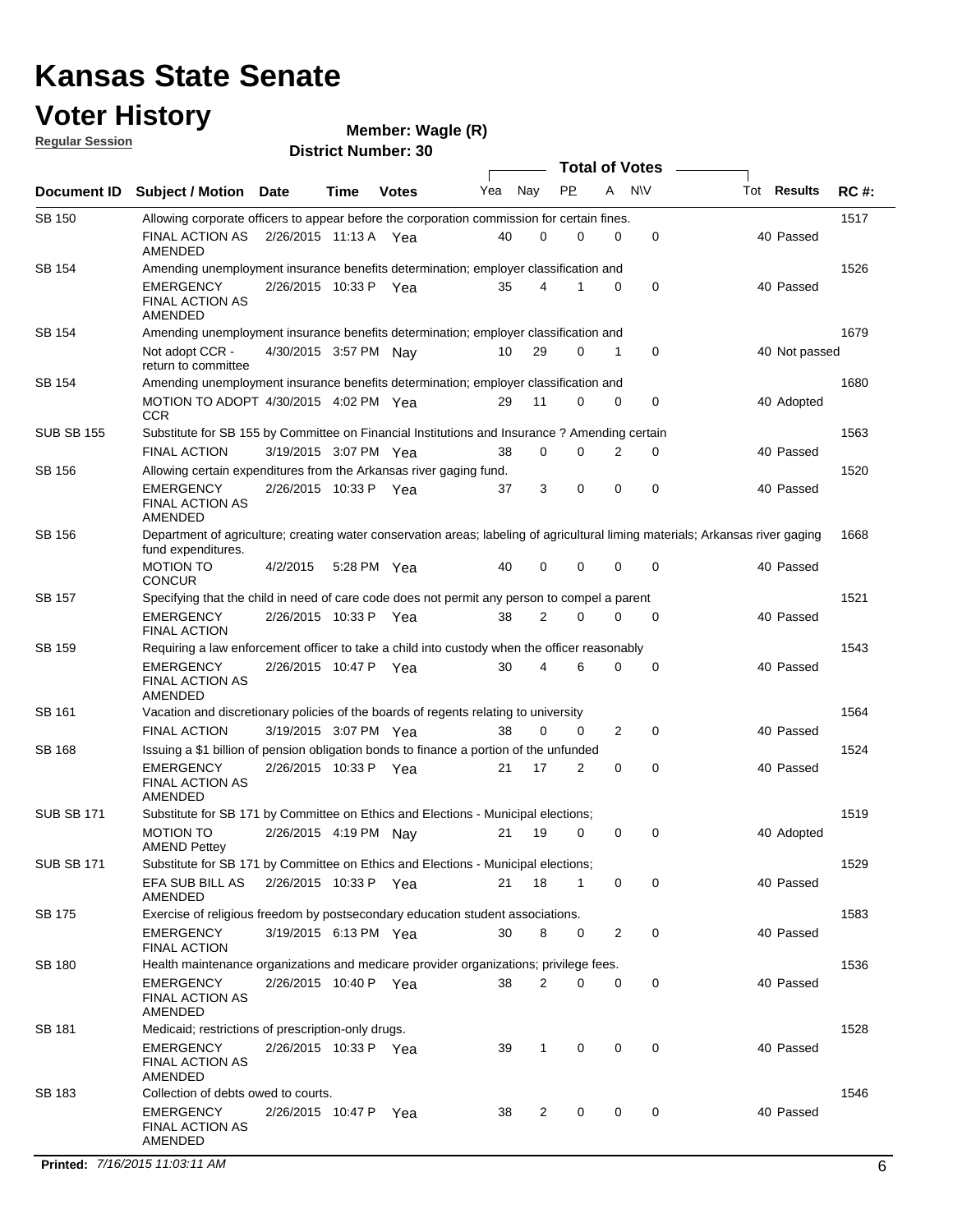# Kansas State Senate

# Voter History

**Regular Session**

**Member: Wagle (R)**

**District Number: 30**

| Document ID | Subject / Motion | Date | Time | Votes | Yea | Nay | PP | A | N\V | Tot | Results | RC #: |
|---|---|---|---|---|---|---|---|---|---|---|---|---|
| SB 150 | Allowing corporate officers to appear before the corporation commission for certain fines. | | | | | | | | | | | 1517 |
| | FINAL ACTION AS AMENDED | 2/26/2015 | 11:13 A | Yea | 40 | 0 | 0 | 0 | 0 | 40 | Passed | |
| SB 154 | Amending unemployment insurance benefits determination; employer classification and | | | | | | | | | | | 1526 |
| | EMERGENCY FINAL ACTION AS AMENDED | 2/26/2015 | 10:33 P | Yea | 35 | 4 | 1 | 0 | 0 | 40 | Passed | |
| SB 154 | Amending unemployment insurance benefits determination; employer classification and | | | | | | | | | | | 1679 |
| | Not adopt CCR - return to committee | 4/30/2015 | 3:57 PM | Nay | 10 | 29 | 0 | 1 | 0 | 40 | Not passed | |
| SB 154 | Amending unemployment insurance benefits determination; employer classification and | | | | | | | | | | | 1680 |
| | MOTION TO ADOPT CCR | 4/30/2015 | 4:02 PM | Yea | 29 | 11 | 0 | 0 | 0 | 40 | Adopted | |
| SUB SB 155 | Substitute for SB 155 by Committee on Financial Institutions and Insurance ? Amending certain | | | | | | | | | | | 1563 |
| | FINAL ACTION | 3/19/2015 | 3:07 PM | Yea | 38 | 0 | 0 | 2 | 0 | 40 | Passed | |
| SB 156 | Allowing certain expenditures from the Arkansas river gaging fund. | | | | | | | | | | | 1520 |
| | EMERGENCY FINAL ACTION AS AMENDED | 2/26/2015 | 10:33 P | Yea | 37 | 3 | 0 | 0 | 0 | 40 | Passed | |
| SB 156 | Department of agriculture; creating water conservation areas; labeling of agricultural liming materials; Arkansas river gaging fund expenditures. | | | | | | | | | | | 1668 |
| | MOTION TO CONCUR | 4/2/2015 | 5:28 PM | Yea | 40 | 0 | 0 | 0 | 0 | 40 | Passed | |
| SB 157 | Specifying that the child in need of care code does not permit any person to compel a parent | | | | | | | | | | | 1521 |
| | EMERGENCY FINAL ACTION | 2/26/2015 | 10:33 P | Yea | 38 | 2 | 0 | 0 | 0 | 40 | Passed | |
| SB 159 | Requiring a law enforcement officer to take a child into custody when the officer reasonably | | | | | | | | | | | 1543 |
| | EMERGENCY FINAL ACTION AS AMENDED | 2/26/2015 | 10:47 P | Yea | 30 | 4 | 6 | 0 | 0 | 40 | Passed | |
| SB 161 | Vacation and discretionary policies of the boards of regents relating to university | | | | | | | | | | | 1564 |
| | FINAL ACTION | 3/19/2015 | 3:07 PM | Yea | 38 | 0 | 0 | 2 | 0 | 40 | Passed | |
| SB 168 | Issuing a $1 billion of pension obligation bonds to finance a portion of the unfunded | | | | | | | | | | | 1524 |
| | EMERGENCY FINAL ACTION AS AMENDED | 2/26/2015 | 10:33 P | Yea | 21 | 17 | 2 | 0 | 0 | 40 | Passed | |
| SUB SB 171 | Substitute for SB 171 by Committee on Ethics and Elections - Municipal elections; | | | | | | | | | | | 1519 |
| | MOTION TO AMEND Pettey | 2/26/2015 | 4:19 PM | Nay | 21 | 19 | 0 | 0 | 0 | 40 | Adopted | |
| SUB SB 171 | Substitute for SB 171 by Committee on Ethics and Elections - Municipal elections; | | | | | | | | | | | 1529 |
| | EFA SUB BILL AS AMENDED | 2/26/2015 | 10:33 P | Yea | 21 | 18 | 1 | 0 | 0 | 40 | Passed | |
| SB 175 | Exercise of religious freedom by postsecondary education student associations. | | | | | | | | | | | 1583 |
| | EMERGENCY FINAL ACTION | 3/19/2015 | 6:13 PM | Yea | 30 | 8 | 0 | 2 | 0 | 40 | Passed | |
| SB 180 | Health maintenance organizations and medicare provider organizations; privilege fees. | | | | | | | | | | | 1536 |
| | EMERGENCY FINAL ACTION AS AMENDED | 2/26/2015 | 10:40 P | Yea | 38 | 2 | 0 | 0 | 0 | 40 | Passed | |
| SB 181 | Medicaid; restrictions of prescription-only drugs. | | | | | | | | | | | 1528 |
| | EMERGENCY FINAL ACTION AS AMENDED | 2/26/2015 | 10:33 P | Yea | 39 | 1 | 0 | 0 | 0 | 40 | Passed | |
| SB 183 | Collection of debts owed to courts. | | | | | | | | | | | 1546 |
| | EMERGENCY FINAL ACTION AS AMENDED | 2/26/2015 | 10:47 P | Yea | 38 | 2 | 0 | 0 | 0 | 40 | Passed | |

**Printed:** *7/16/2015 11:03:11 AM*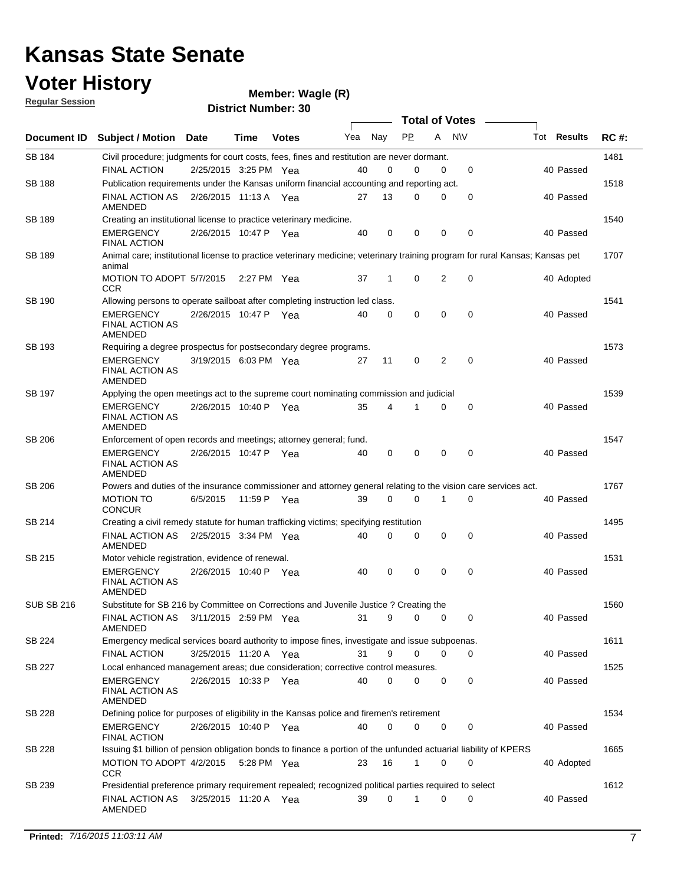# Kansas State Senate

## Voter History

**Regular Session**

**Member: Wagle (R)**

**District Number: 30**

| Document ID | Subject / Motion | Date | Time | Votes | Yea | Nay | PP | A | N\V | Tot | Results | RC #: |
|---|---|---|---|---|---|---|---|---|---|---|---|---|
| SB 184 | Civil procedure; judgments for court costs, fees, fines and restitution are never dormant. | | | | | | | | | | | 1481 |
| | FINAL ACTION | 2/25/2015 | 3:25 PM | Yea | 40 | 0 | 0 | 0 | 0 | 40 | Passed | |
| SB 188 | Publication requirements under the Kansas uniform financial accounting and reporting act. | | | | | | | | | | | 1518 |
| | FINAL ACTION AS AMENDED | 2/26/2015 | 11:13 A | Yea | 27 | 13 | 0 | 0 | 0 | 40 | Passed | |
| SB 189 | Creating an institutional license to practice veterinary medicine. | | | | | | | | | | | 1540 |
| | EMERGENCY FINAL ACTION | 2/26/2015 | 10:47 P | Yea | 40 | 0 | 0 | 0 | 0 | 40 | Passed | |
| SB 189 | Animal care; institutional license to practice veterinary medicine; veterinary training program for rural Kansas; Kansas pet animal | | | | | | | | | | | 1707 |
| | MOTION TO ADOPT CCR | 5/7/2015 | 2:27 PM | Yea | 37 | 1 | 0 | 2 | 0 | 40 | Adopted | |
| SB 190 | Allowing persons to operate sailboat after completing instruction led class. | | | | | | | | | | | 1541 |
| | EMERGENCY FINAL ACTION AS AMENDED | 2/26/2015 | 10:47 P | Yea | 40 | 0 | 0 | 0 | 0 | 40 | Passed | |
| SB 193 | Requiring a degree prospectus for postsecondary degree programs. | | | | | | | | | | | 1573 |
| | EMERGENCY FINAL ACTION AS AMENDED | 3/19/2015 | 6:03 PM | Yea | 27 | 11 | 0 | 2 | 0 | 40 | Passed | |
| SB 197 | Applying the open meetings act to the supreme court nominating commission and judicial | | | | | | | | | | | 1539 |
| | EMERGENCY FINAL ACTION AS AMENDED | 2/26/2015 | 10:40 P | Yea | 35 | 4 | 1 | 0 | 0 | 40 | Passed | |
| SB 206 | Enforcement of open records and meetings; attorney general; fund. | | | | | | | | | | | 1547 |
| | EMERGENCY FINAL ACTION AS AMENDED | 2/26/2015 | 10:47 P | Yea | 40 | 0 | 0 | 0 | 0 | 40 | Passed | |
| SB 206 | Powers and duties of the insurance commissioner and attorney general relating to the vision care services act. | | | | | | | | | | | 1767 |
| | MOTION TO CONCUR | 6/5/2015 | 11:59 P | Yea | 39 | 0 | 0 | 1 | 0 | 40 | Passed | |
| SB 214 | Creating a civil remedy statute for human trafficking victims; specifying restitution | | | | | | | | | | | 1495 |
| | FINAL ACTION AS AMENDED | 2/25/2015 | 3:34 PM | Yea | 40 | 0 | 0 | 0 | 0 | 40 | Passed | |
| SB 215 | Motor vehicle registration, evidence of renewal. | | | | | | | | | | | 1531 |
| | EMERGENCY FINAL ACTION AS AMENDED | 2/26/2015 | 10:40 P | Yea | 40 | 0 | 0 | 0 | 0 | 40 | Passed | |
| SUB SB 216 | Substitute for SB 216 by Committee on Corrections and Juvenile Justice ? Creating the | | | | | | | | | | | 1560 |
| | FINAL ACTION AS AMENDED | 3/11/2015 | 2:59 PM | Yea | 31 | 9 | 0 | 0 | 0 | 40 | Passed | |
| SB 224 | Emergency medical services board authority to impose fines, investigate and issue subpoenas. | | | | | | | | | | | 1611 |
| | FINAL ACTION | 3/25/2015 | 11:20 A | Yea | 31 | 9 | 0 | 0 | 0 | 40 | Passed | |
| SB 227 | Local enhanced management areas; due consideration; corrective control measures. | | | | | | | | | | | 1525 |
| | EMERGENCY FINAL ACTION AS AMENDED | 2/26/2015 | 10:33 P | Yea | 40 | 0 | 0 | 0 | 0 | 40 | Passed | |
| SB 228 | Defining police for purposes of eligibility in the Kansas police and firemen's retirement | | | | | | | | | | | 1534 |
| | EMERGENCY FINAL ACTION | 2/26/2015 | 10:40 P | Yea | 40 | 0 | 0 | 0 | 0 | 40 | Passed | |
| SB 228 | Issuing $1 billion of pension obligation bonds to finance a portion of the unfunded actuarial liability of KPERS | | | | | | | | | | | 1665 |
| | MOTION TO ADOPT CCR | 4/2/2015 | 5:28 PM | Yea | 23 | 16 | 1 | 0 | 0 | 40 | Adopted | |
| SB 239 | Presidential preference primary requirement repealed; recognized political parties required to select | | | | | | | | | | | 1612 |
| | FINAL ACTION AS AMENDED | 3/25/2015 | 11:20 A | Yea | 39 | 0 | 1 | 0 | 0 | 40 | Passed | |

**Printed:** *7/16/2015 11:03:11 AM*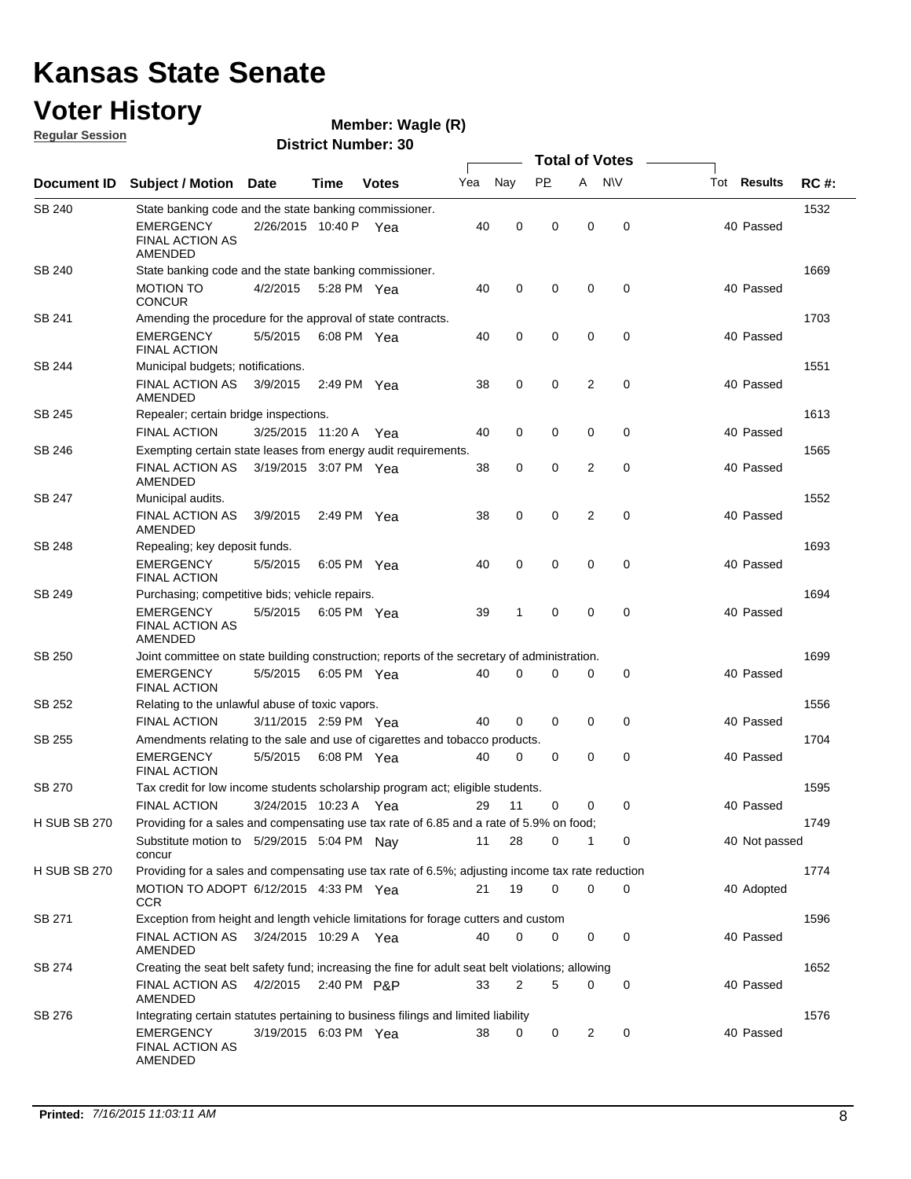# Kansas State Senate

# Voter History

**Regular Session**

**Member: Wagle (R)**

**District Number: 30**

| Document ID | Subject / Motion | Date | Time | Votes | Yea | Nay | PP | A | N\V | Tot | Results | RC #: |
|---|---|---|---|---|---|---|---|---|---|---|---|---|
| SB 240 | State banking code and the state banking commissioner. | | | | | | | | | | | 1532 |
| | EMERGENCY FINAL ACTION AS AMENDED | 2/26/2015 | 10:40 P | Yea | 40 | 0 | 0 | 0 | 0 | 40 | Passed | |
| SB 240 | State banking code and the state banking commissioner. | | | | | | | | | | | 1669 |
| | MOTION TO CONCUR | 4/2/2015 | 5:28 PM | Yea | 40 | 0 | 0 | 0 | 0 | 40 | Passed | |
| SB 241 | Amending the procedure for the approval of state contracts. | | | | | | | | | | | 1703 |
| | EMERGENCY FINAL ACTION | 5/5/2015 | 6:08 PM | Yea | 40 | 0 | 0 | 0 | 0 | 40 | Passed | |
| SB 244 | Municipal budgets; notifications. | | | | | | | | | | | 1551 |
| | FINAL ACTION AS AMENDED | 3/9/2015 | 2:49 PM | Yea | 38 | 0 | 0 | 2 | 0 | 40 | Passed | |
| SB 245 | Repealer; certain bridge inspections. | | | | | | | | | | | 1613 |
| | FINAL ACTION | 3/25/2015 | 11:20 A | Yea | 40 | 0 | 0 | 0 | 0 | 40 | Passed | |
| SB 246 | Exempting certain state leases from energy audit requirements. | | | | | | | | | | | 1565 |
| | FINAL ACTION AS AMENDED | 3/19/2015 | 3:07 PM | Yea | 38 | 0 | 0 | 2 | 0 | 40 | Passed | |
| SB 247 | Municipal audits. | | | | | | | | | | | 1552 |
| | FINAL ACTION AS AMENDED | 3/9/2015 | 2:49 PM | Yea | 38 | 0 | 0 | 2 | 0 | 40 | Passed | |
| SB 248 | Repealing; key deposit funds. | | | | | | | | | | | 1693 |
| | EMERGENCY FINAL ACTION | 5/5/2015 | 6:05 PM | Yea | 40 | 0 | 0 | 0 | 0 | 40 | Passed | |
| SB 249 | Purchasing; competitive bids; vehicle repairs. | | | | | | | | | | | 1694 |
| | EMERGENCY FINAL ACTION AS AMENDED | 5/5/2015 | 6:05 PM | Yea | 39 | 1 | 0 | 0 | 0 | 40 | Passed | |
| SB 250 | Joint committee on state building construction; reports of the secretary of administration. | | | | | | | | | | | 1699 |
| | EMERGENCY FINAL ACTION | 5/5/2015 | 6:05 PM | Yea | 40 | 0 | 0 | 0 | 0 | 40 | Passed | |
| SB 252 | Relating to the unlawful abuse of toxic vapors. | | | | | | | | | | | 1556 |
| | FINAL ACTION | 3/11/2015 | 2:59 PM | Yea | 40 | 0 | 0 | 0 | 0 | 40 | Passed | |
| SB 255 | Amendments relating to the sale and use of cigarettes and tobacco products. | | | | | | | | | | | 1704 |
| | EMERGENCY FINAL ACTION | 5/5/2015 | 6:08 PM | Yea | 40 | 0 | 0 | 0 | 0 | 40 | Passed | |
| SB 270 | Tax credit for low income students scholarship program act; eligible students. | | | | | | | | | | | 1595 |
| | FINAL ACTION | 3/24/2015 | 10:23 A | Yea | 29 | 11 | 0 | 0 | 0 | 40 | Passed | |
| H SUB SB 270 | Providing for a sales and compensating use tax rate of 6.85 and a rate of 5.9% on food; | | | | | | | | | | | 1749 |
| | Substitute motion to concur | 5/29/2015 | 5:04 PM | Nay | 11 | 28 | 0 | 1 | 0 | 40 | Not passed | |
| H SUB SB 270 | Providing for a sales and compensating use tax rate of 6.5%; adjusting income tax rate reduction | | | | | | | | | | | 1774 |
| | MOTION TO ADOPT CCR | 6/12/2015 | 4:33 PM | Yea | 21 | 19 | 0 | 0 | 0 | 40 | Adopted | |
| SB 271 | Exception from height and length vehicle limitations for forage cutters and custom | | | | | | | | | | | 1596 |
| | FINAL ACTION AS AMENDED | 3/24/2015 | 10:29 A | Yea | 40 | 0 | 0 | 0 | 0 | 40 | Passed | |
| SB 274 | Creating the seat belt safety fund; increasing the fine for adult seat belt violations; allowing | | | | | | | | | | | 1652 |
| | FINAL ACTION AS AMENDED | 4/2/2015 | 2:40 PM | P&P | 33 | 2 | 5 | 0 | 0 | 40 | Passed | |
| SB 276 | Integrating certain statutes pertaining to business filings and limited liability | | | | | | | | | | | 1576 |
| | EMERGENCY FINAL ACTION AS AMENDED | 3/19/2015 | 6:03 PM | Yea | 38 | 0 | 0 | 2 | 0 | 40 | Passed | |

**Printed:** *7/16/2015 11:03:11 AM*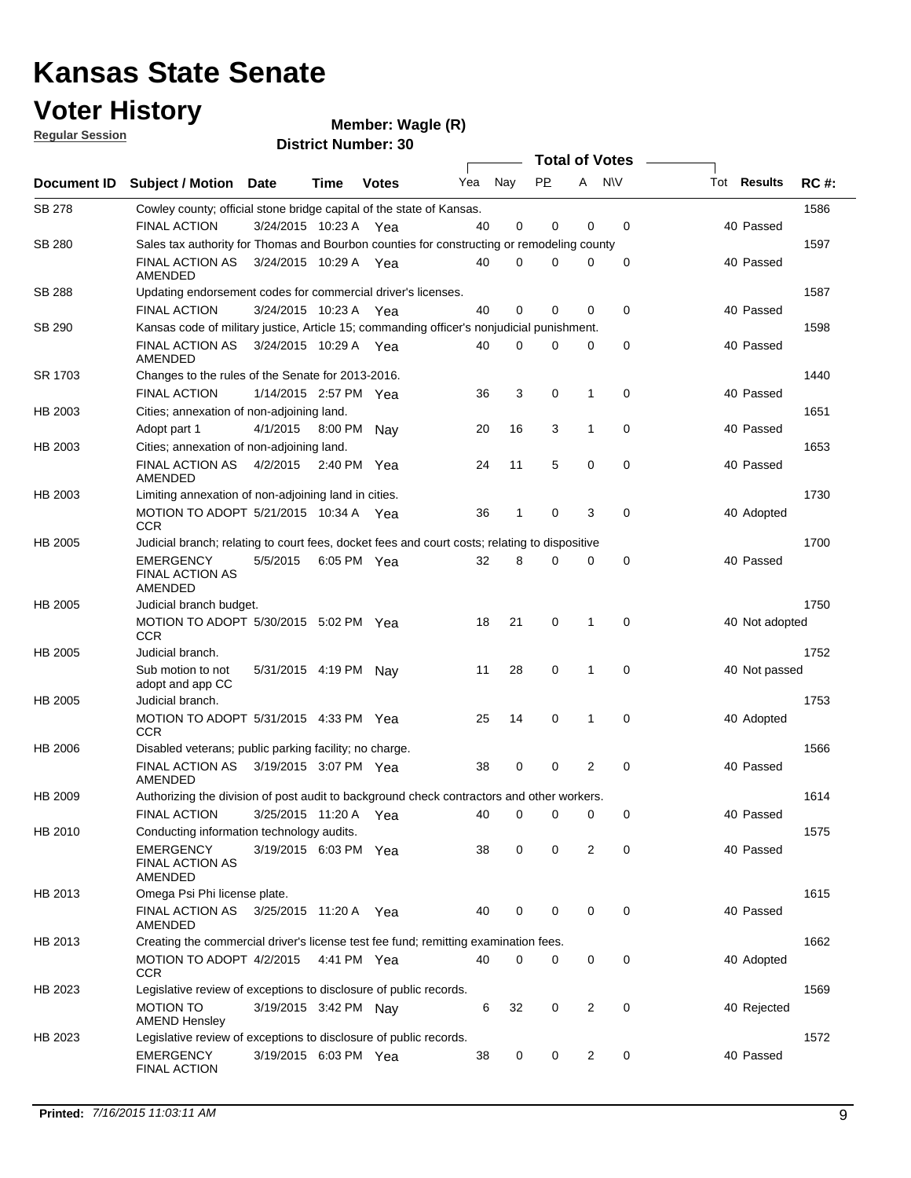# Kansas State Senate

# Voter History

**Regular Session**

**Member: Wagle (R)**

**District Number: 30**

| Document ID | Subject / Motion | Date | Time | Votes | Yea | Nay | PP | A | N\V | Tot | Results | RC #: |
|---|---|---|---|---|---|---|---|---|---|---|---|---|
| SB 278 | Cowley county; official stone bridge capital of the state of Kansas. | | | | | | | | | | | 1586 |
| | FINAL ACTION | 3/24/2015 | 10:23 A | Yea | 40 | 0 | 0 | 0 | 0 | 40 | Passed | |
| SB 280 | Sales tax authority for Thomas and Bourbon counties for constructing or remodeling county | | | | | | | | | | | 1597 |
| | FINAL ACTION AS AMENDED | 3/24/2015 | 10:29 A | Yea | 40 | 0 | 0 | 0 | 0 | 40 | Passed | |
| SB 288 | Updating endorsement codes for commercial driver's licenses. | | | | | | | | | | | 1587 |
| | FINAL ACTION | 3/24/2015 | 10:23 A | Yea | 40 | 0 | 0 | 0 | 0 | 40 | Passed | |
| SB 290 | Kansas code of military justice, Article 15; commanding officer's nonjudicial punishment. | | | | | | | | | | | 1598 |
| | FINAL ACTION AS AMENDED | 3/24/2015 | 10:29 A | Yea | 40 | 0 | 0 | 0 | 0 | 40 | Passed | |
| SR 1703 | Changes to the rules of the Senate for 2013-2016. | | | | | | | | | | | 1440 |
| | FINAL ACTION | 1/14/2015 | 2:57 PM | Yea | 36 | 3 | 0 | 1 | 0 | 40 | Passed | |
| HB 2003 | Cities; annexation of non-adjoining land. | | | | | | | | | | | 1651 |
| | Adopt part 1 | 4/1/2015 | 8:00 PM | Nay | 20 | 16 | 3 | 1 | 0 | 40 | Passed | |
| HB 2003 | Cities; annexation of non-adjoining land. | | | | | | | | | | | 1653 |
| | FINAL ACTION AS AMENDED | 4/2/2015 | 2:40 PM | Yea | 24 | 11 | 5 | 0 | 0 | 40 | Passed | |
| HB 2003 | Limiting annexation of non-adjoining land in cities. | | | | | | | | | | | 1730 |
| | MOTION TO ADOPT CCR | 5/21/2015 | 10:34 A | Yea | 36 | 1 | 0 | 3 | 0 | 40 | Adopted | |
| HB 2005 | Judicial branch; relating to court fees, docket fees and court costs; relating to dispositive | | | | | | | | | | | 1700 |
| | EMERGENCY FINAL ACTION AS AMENDED | 5/5/2015 | 6:05 PM | Yea | 32 | 8 | 0 | 0 | 0 | 40 | Passed | |
| HB 2005 | Judicial branch budget. | | | | | | | | | | | 1750 |
| | MOTION TO ADOPT CCR | 5/30/2015 | 5:02 PM | Yea | 18 | 21 | 0 | 1 | 0 | 40 | Not adopted | |
| HB 2005 | Judicial branch. | | | | | | | | | | | 1752 |
| | Sub motion to not adopt and app CC | 5/31/2015 | 4:19 PM | Nay | 11 | 28 | 0 | 1 | 0 | 40 | Not passed | |
| HB 2005 | Judicial branch. | | | | | | | | | | | 1753 |
| | MOTION TO ADOPT CCR | 5/31/2015 | 4:33 PM | Yea | 25 | 14 | 0 | 1 | 0 | 40 | Adopted | |
| HB 2006 | Disabled veterans; public parking facility; no charge. | | | | | | | | | | | 1566 |
| | FINAL ACTION AS AMENDED | 3/19/2015 | 3:07 PM | Yea | 38 | 0 | 0 | 2 | 0 | 40 | Passed | |
| HB 2009 | Authorizing the division of post audit to background check contractors and other workers. | | | | | | | | | | | 1614 |
| | FINAL ACTION | 3/25/2015 | 11:20 A | Yea | 40 | 0 | 0 | 0 | 0 | 40 | Passed | |
| HB 2010 | Conducting information technology audits. | | | | | | | | | | | 1575 |
| | EMERGENCY FINAL ACTION AS AMENDED | 3/19/2015 | 6:03 PM | Yea | 38 | 0 | 0 | 2 | 0 | 40 | Passed | |
| HB 2013 | Omega Psi Phi license plate. | | | | | | | | | | | 1615 |
| | FINAL ACTION AS AMENDED | 3/25/2015 | 11:20 A | Yea | 40 | 0 | 0 | 0 | 0 | 40 | Passed | |
| HB 2013 | Creating the commercial driver's license test fee fund; remitting examination fees. | | | | | | | | | | | 1662 |
| | MOTION TO ADOPT CCR | 4/2/2015 | 4:41 PM | Yea | 40 | 0 | 0 | 0 | 0 | 40 | Adopted | |
| HB 2023 | Legislative review of exceptions to disclosure of public records. | | | | | | | | | | | 1569 |
| | MOTION TO AMEND Hensley | 3/19/2015 | 3:42 PM | Nay | 6 | 32 | 0 | 2 | 0 | 40 | Rejected | |
| HB 2023 | Legislative review of exceptions to disclosure of public records. | | | | | | | | | | | 1572 |
| | EMERGENCY FINAL ACTION | 3/19/2015 | 6:03 PM | Yea | 38 | 0 | 0 | 2 | 0 | 40 | Passed | |

**Printed:** *7/16/2015 11:03:11 AM*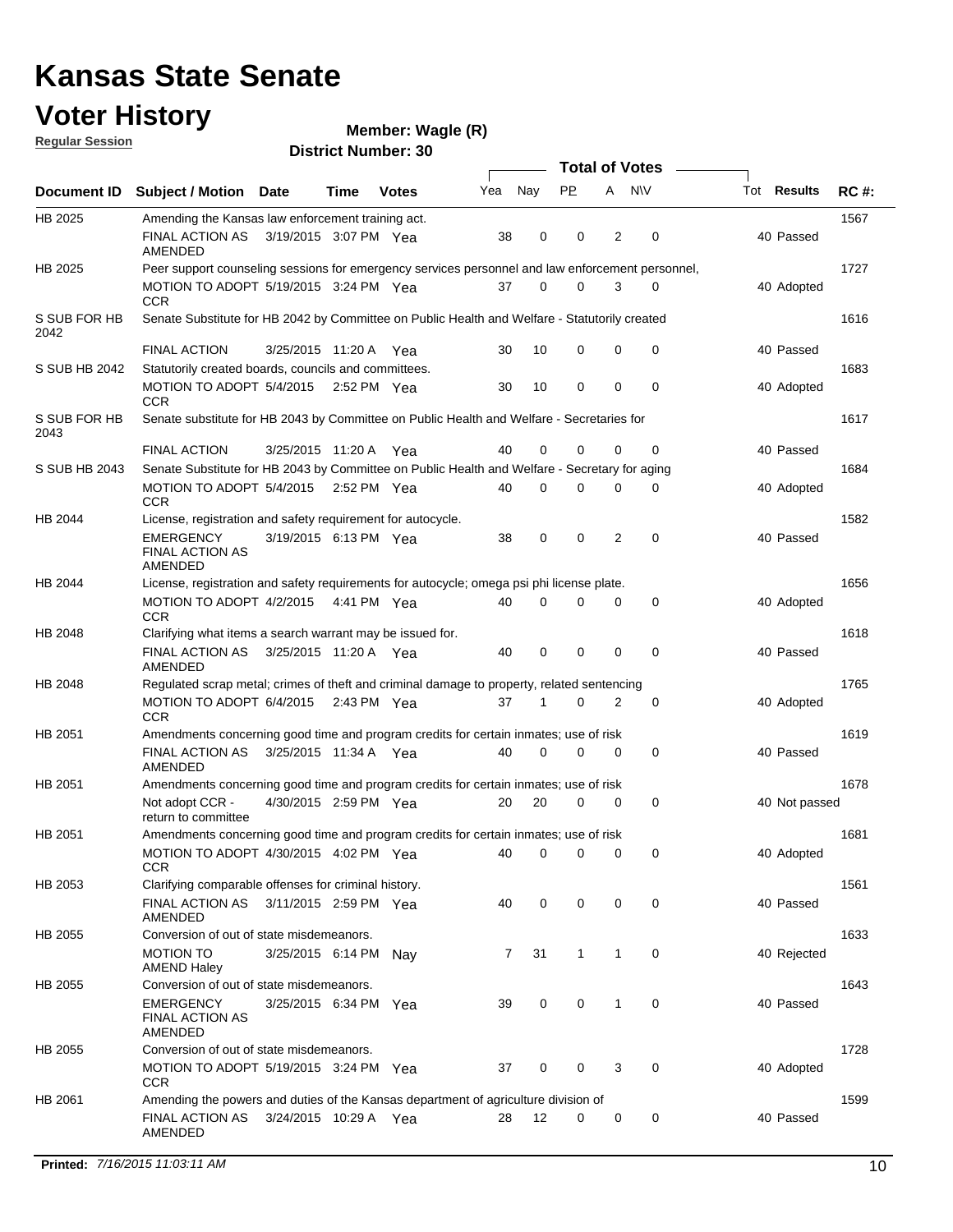# Kansas State Senate

# Voter History

**Regular Session**

**Member: Wagle (R)**

**District Number: 30**

| Document ID | Subject / Motion | Date | Time | Votes | Yea | Nay | PP | A | N\V | Tot | Results | RC #: |
|---|---|---|---|---|---|---|---|---|---|---|---|---|
| HB 2025 | Amending the Kansas law enforcement training act. | | | | | | | | | | | 1567 |
| | FINAL ACTION AS AMENDED | 3/19/2015 | 3:07 PM | Yea | 38 | 0 | 0 | 2 | 0 | 40 | Passed | |
| HB 2025 | Peer support counseling sessions for emergency services personnel and law enforcement personnel, | | | | | | | | | | | 1727 |
| | MOTION TO ADOPT CCR | 5/19/2015 | 3:24 PM | Yea | 37 | 0 | 0 | 3 | 0 | 40 | Adopted | |
| S SUB FOR HB 2042 | Senate Substitute for HB 2042 by Committee on Public Health and Welfare - Statutorily created | | | | | | | | | | | 1616 |
| | FINAL ACTION | 3/25/2015 | 11:20 A | Yea | 30 | 10 | 0 | 0 | 0 | 40 | Passed | |
| S SUB HB 2042 | Statutorily created boards, councils and committees. | | | | | | | | | | | 1683 |
| | MOTION TO ADOPT CCR | 5/4/2015 | 2:52 PM | Yea | 30 | 10 | 0 | 0 | 0 | 40 | Adopted | |
| S SUB FOR HB 2043 | Senate substitute for HB 2043 by Committee on Public Health and Welfare - Secretaries for | | | | | | | | | | | 1617 |
| | FINAL ACTION | 3/25/2015 | 11:20 A | Yea | 40 | 0 | 0 | 0 | 0 | 40 | Passed | |
| S SUB HB 2043 | Senate Substitute for HB 2043 by Committee on Public Health and Welfare - Secretary for aging | | | | | | | | | | | 1684 |
| | MOTION TO ADOPT CCR | 5/4/2015 | 2:52 PM | Yea | 40 | 0 | 0 | 0 | 0 | 40 | Adopted | |
| HB 2044 | License, registration and safety requirement for autocycle. | | | | | | | | | | | 1582 |
| | EMERGENCY FINAL ACTION AS AMENDED | 3/19/2015 | 6:13 PM | Yea | 38 | 0 | 0 | 2 | 0 | 40 | Passed | |
| HB 2044 | License, registration and safety requirements for autocycle; omega psi phi license plate. | | | | | | | | | | | 1656 |
| | MOTION TO ADOPT CCR | 4/2/2015 | 4:41 PM | Yea | 40 | 0 | 0 | 0 | 0 | 40 | Adopted | |
| HB 2048 | Clarifying what items a search warrant may be issued for. | | | | | | | | | | | 1618 |
| | FINAL ACTION AS AMENDED | 3/25/2015 | 11:20 A | Yea | 40 | 0 | 0 | 0 | 0 | 40 | Passed | |
| HB 2048 | Regulated scrap metal; crimes of theft and criminal damage to property, related sentencing | | | | | | | | | | | 1765 |
| | MOTION TO ADOPT CCR | 6/4/2015 | 2:43 PM | Yea | 37 | 1 | 0 | 2 | 0 | 40 | Adopted | |
| HB 2051 | Amendments concerning good time and program credits for certain inmates; use of risk | | | | | | | | | | | 1619 |
| | FINAL ACTION AS AMENDED | 3/25/2015 | 11:34 A | Yea | 40 | 0 | 0 | 0 | 0 | 40 | Passed | |
| HB 2051 | Amendments concerning good time and program credits for certain inmates; use of risk | | | | | | | | | | | 1678 |
| | Not adopt CCR - return to committee | 4/30/2015 | 2:59 PM | Yea | 20 | 20 | 0 | 0 | 0 | 40 | Not passed | |
| HB 2051 | Amendments concerning good time and program credits for certain inmates; use of risk | | | | | | | | | | | 1681 |
| | MOTION TO ADOPT CCR | 4/30/2015 | 4:02 PM | Yea | 40 | 0 | 0 | 0 | 0 | 40 | Adopted | |
| HB 2053 | Clarifying comparable offenses for criminal history. | | | | | | | | | | | 1561 |
| | FINAL ACTION AS AMENDED | 3/11/2015 | 2:59 PM | Yea | 40 | 0 | 0 | 0 | 0 | 40 | Passed | |
| HB 2055 | Conversion of out of state misdemeanors. | | | | | | | | | | | 1633 |
| | MOTION TO AMEND Haley | 3/25/2015 | 6:14 PM | Nay | 7 | 31 | 1 | 1 | 0 | 40 | Rejected | |
| HB 2055 | Conversion of out of state misdemeanors. | | | | | | | | | | | 1643 |
| | EMERGENCY FINAL ACTION AS AMENDED | 3/25/2015 | 6:34 PM | Yea | 39 | 0 | 0 | 1 | 0 | 40 | Passed | |
| HB 2055 | Conversion of out of state misdemeanors. | | | | | | | | | | | 1728 |
| | MOTION TO ADOPT CCR | 5/19/2015 | 3:24 PM | Yea | 37 | 0 | 0 | 3 | 0 | 40 | Adopted | |
| HB 2061 | Amending the powers and duties of the Kansas department of agriculture division of | | | | | | | | | | | 1599 |
| | FINAL ACTION AS AMENDED | 3/24/2015 | 10:29 A | Yea | 28 | 12 | 0 | 0 | 0 | 40 | Passed | |

**Printed:** *7/16/2015 11:03:11 AM*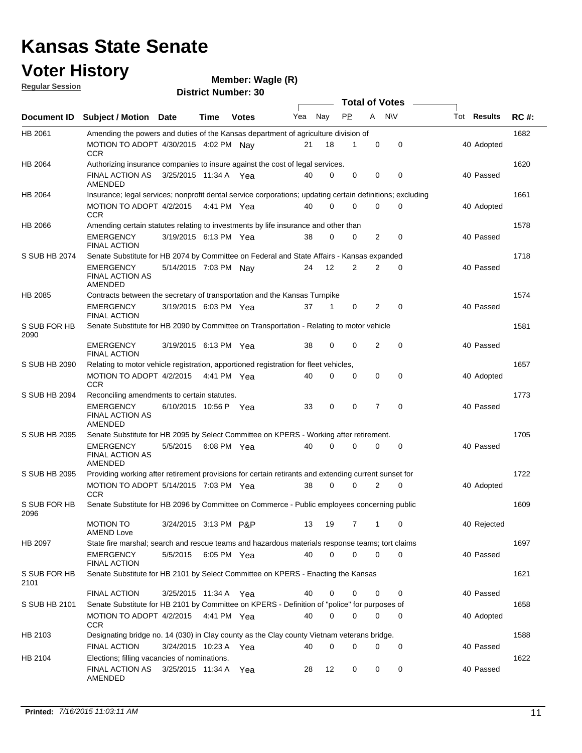# Kansas State Senate

## Voter History

**Regular Session**

**Member: Wagle (R)**

**District Number: 30**

| Document ID | Subject / Motion | Date | Time | Votes | Yea | Nay | PP | A | N\V | Tot | Results | RC #: |
|---|---|---|---|---|---|---|---|---|---|---|---|---|
| HB 2061 | Amending the powers and duties of the Kansas department of agriculture division of | | | | | | | | | | | 1682 |
| | MOTION TO ADOPT CCR | 4/30/2015 | 4:02 PM | Nay | 21 | 18 | 1 | 0 | 0 | 40 | Adopted | |
| HB 2064 | Authorizing insurance companies to insure against the cost of legal services. | | | | | | | | | | | 1620 |
| | FINAL ACTION AS AMENDED | 3/25/2015 | 11:34 A | Yea | 40 | 0 | 0 | 0 | 0 | 40 | Passed | |
| HB 2064 | Insurance; legal services; nonprofit dental service corporations; updating certain definitions; excluding | | | | | | | | | | | 1661 |
| | MOTION TO ADOPT CCR | 4/2/2015 | 4:41 PM | Yea | 40 | 0 | 0 | 0 | 0 | 40 | Adopted | |
| HB 2066 | Amending certain statutes relating to investments by life insurance and other than | | | | | | | | | | | 1578 |
| | EMERGENCY FINAL ACTION | 3/19/2015 | 6:13 PM | Yea | 38 | 0 | 0 | 2 | 0 | 40 | Passed | |
| S SUB HB 2074 | Senate Substitute for HB 2074 by Committee on Federal and State Affairs - Kansas expanded | | | | | | | | | | | 1718 |
| | EMERGENCY FINAL ACTION AS AMENDED | 5/14/2015 | 7:03 PM | Nay | 24 | 12 | 2 | 2 | 0 | 40 | Passed | |
| HB 2085 | Contracts between the secretary of transportation and the Kansas Turnpike | | | | | | | | | | | 1574 |
| | EMERGENCY FINAL ACTION | 3/19/2015 | 6:03 PM | Yea | 37 | 1 | 0 | 2 | 0 | 40 | Passed | |
| S SUB FOR HB 2090 | Senate Substitute for HB 2090 by Committee on Transportation - Relating to motor vehicle | | | | | | | | | | | 1581 |
| | EMERGENCY FINAL ACTION | 3/19/2015 | 6:13 PM | Yea | 38 | 0 | 0 | 2 | 0 | 40 | Passed | |
| S SUB HB 2090 | Relating to motor vehicle registration, apportioned registration for fleet vehicles, | | | | | | | | | | | 1657 |
| | MOTION TO ADOPT CCR | 4/2/2015 | 4:41 PM | Yea | 40 | 0 | 0 | 0 | 0 | 40 | Adopted | |
| S SUB HB 2094 | Reconciling amendments to certain statutes. | | | | | | | | | | | 1773 |
| | EMERGENCY FINAL ACTION AS AMENDED | 6/10/2015 | 10:56 P | Yea | 33 | 0 | 0 | 7 | 0 | 40 | Passed | |
| S SUB HB 2095 | Senate Substitute for HB 2095 by Select Committee on KPERS - Working after retirement. | | | | | | | | | | | 1705 |
| | EMERGENCY FINAL ACTION AS AMENDED | 5/5/2015 | 6:08 PM | Yea | 40 | 0 | 0 | 0 | 0 | 40 | Passed | |
| S SUB HB 2095 | Providing working after retirement provisions for certain retirants and extending current sunset for | | | | | | | | | | | 1722 |
| | MOTION TO ADOPT CCR | 5/14/2015 | 7:03 PM | Yea | 38 | 0 | 0 | 2 | 0 | 40 | Adopted | |
| S SUB FOR HB 2096 | Senate Substitute for HB 2096 by Committee on Commerce - Public employees concerning public | | | | | | | | | | | 1609 |
| | MOTION TO AMEND Love | 3/24/2015 | 3:13 PM | P&P | 13 | 19 | 7 | 1 | 0 | 40 | Rejected | |
| HB 2097 | State fire marshal; search and rescue teams and hazardous materials response teams; tort claims | | | | | | | | | | | 1697 |
| | EMERGENCY FINAL ACTION | 5/5/2015 | 6:05 PM | Yea | 40 | 0 | 0 | 0 | 0 | 40 | Passed | |
| S SUB FOR HB 2101 | Senate Substitute for HB 2101 by Select Committee on KPERS - Enacting the Kansas | | | | | | | | | | | 1621 |
| | FINAL ACTION | 3/25/2015 | 11:34 A | Yea | 40 | 0 | 0 | 0 | 0 | 40 | Passed | |
| S SUB HB 2101 | Senate Substitute for HB 2101 by Committee on KPERS - Definition of "police" for purposes of | | | | | | | | | | | 1658 |
| | MOTION TO ADOPT CCR | 4/2/2015 | 4:41 PM | Yea | 40 | 0 | 0 | 0 | 0 | 40 | Adopted | |
| HB 2103 | Designating bridge no. 14 (030) in Clay county as the Clay county Vietnam veterans bridge. | | | | | | | | | | | 1588 |
| | FINAL ACTION | 3/24/2015 | 10:23 A | Yea | 40 | 0 | 0 | 0 | 0 | 40 | Passed | |
| HB 2104 | Elections; filling vacancies of nominations. | | | | | | | | | | | 1622 |
| | FINAL ACTION AS AMENDED | 3/25/2015 | 11:34 A | Yea | 28 | 12 | 0 | 0 | 0 | 40 | Passed | |

**Printed:** *7/16/2015 11:03:11 AM*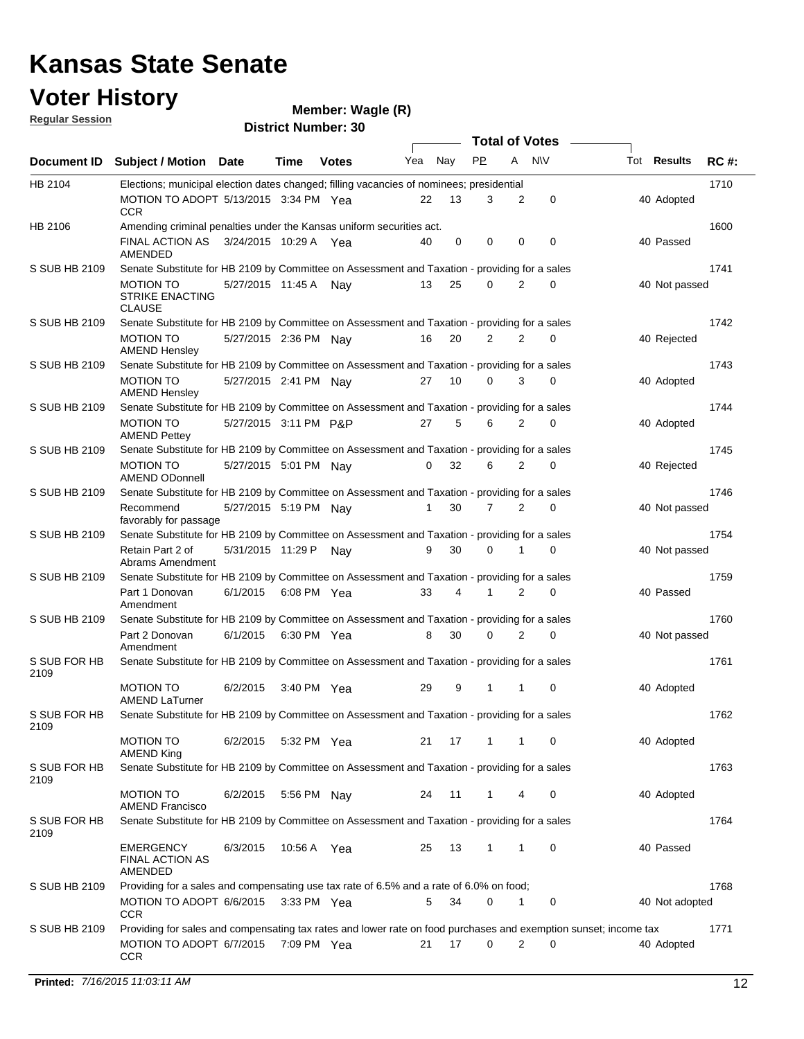# Kansas State Senate

## Voter History

**Regular Session**

**Member: Wagle (R)**

**District Number: 30**

| Document ID | Subject / Motion | Date | Time | Votes | Yea | Nay | PP | A | N\V | Tot | Results | RC #: |
|---|---|---|---|---|---|---|---|---|---|---|---|---|
| HB 2104 | Elections; municipal election dates changed; filling vacancies of nominees; presidential | | | | | | | | | | | 1710 |
| | MOTION TO ADOPT CCR | 5/13/2015 | 3:34 PM | Yea | 22 | 13 | 3 | 2 | 0 | 40 | Adopted | |
| HB 2106 | Amending criminal penalties under the Kansas uniform securities act. | | | | | | | | | | | 1600 |
| | FINAL ACTION AS AMENDED | 3/24/2015 | 10:29 A | Yea | 40 | 0 | 0 | 0 | 0 | 40 | Passed | |
| S SUB HB 2109 | Senate Substitute for HB 2109 by Committee on Assessment and Taxation - providing for a sales | | | | | | | | | | | 1741 |
| | MOTION TO STRIKE ENACTING CLAUSE | 5/27/2015 | 11:45 A | Nay | 13 | 25 | 0 | 2 | 0 | 40 | Not passed | |
| S SUB HB 2109 | Senate Substitute for HB 2109 by Committee on Assessment and Taxation - providing for a sales | | | | | | | | | | | 1742 |
| | MOTION TO AMEND Hensley | 5/27/2015 | 2:36 PM | Nay | 16 | 20 | 2 | 2 | 0 | 40 | Rejected | |
| S SUB HB 2109 | Senate Substitute for HB 2109 by Committee on Assessment and Taxation - providing for a sales | | | | | | | | | | | 1743 |
| | MOTION TO AMEND Hensley | 5/27/2015 | 2:41 PM | Nay | 27 | 10 | 0 | 3 | 0 | 40 | Adopted | |
| S SUB HB 2109 | Senate Substitute for HB 2109 by Committee on Assessment and Taxation - providing for a sales | | | | | | | | | | | 1744 |
| | MOTION TO AMEND Pettey | 5/27/2015 | 3:11 PM | P&P | 27 | 5 | 6 | 2 | 0 | 40 | Adopted | |
| S SUB HB 2109 | Senate Substitute for HB 2109 by Committee on Assessment and Taxation - providing for a sales | | | | | | | | | | | 1745 |
| | MOTION TO AMEND ODonnell | 5/27/2015 | 5:01 PM | Nay | 0 | 32 | 6 | 2 | 0 | 40 | Rejected | |
| S SUB HB 2109 | Senate Substitute for HB 2109 by Committee on Assessment and Taxation - providing for a sales | | | | | | | | | | | 1746 |
| | Recommend favorably for passage | 5/27/2015 | 5:19 PM | Nay | 1 | 30 | 7 | 2 | 0 | 40 | Not passed | |
| S SUB HB 2109 | Senate Substitute for HB 2109 by Committee on Assessment and Taxation - providing for a sales | | | | | | | | | | | 1754 |
| | Retain Part 2 of Abrams Amendment | 5/31/2015 | 11:29 P | Nay | 9 | 30 | 0 | 1 | 0 | 40 | Not passed | |
| S SUB HB 2109 | Senate Substitute for HB 2109 by Committee on Assessment and Taxation - providing for a sales | | | | | | | | | | | 1759 |
| | Part 1 Donovan Amendment | 6/1/2015 | 6:08 PM | Yea | 33 | 4 | 1 | 2 | 0 | 40 | Passed | |
| S SUB HB 2109 | Senate Substitute for HB 2109 by Committee on Assessment and Taxation - providing for a sales | | | | | | | | | | | 1760 |
| | Part 2 Donovan Amendment | 6/1/2015 | 6:30 PM | Yea | 8 | 30 | 0 | 2 | 0 | 40 | Not passed | |
| S SUB FOR HB 2109 | Senate Substitute for HB 2109 by Committee on Assessment and Taxation - providing for a sales | | | | | | | | | | | 1761 |
| | MOTION TO AMEND LaTurner | 6/2/2015 | 3:40 PM | Yea | 29 | 9 | 1 | 1 | 0 | 40 | Adopted | |
| S SUB FOR HB 2109 | Senate Substitute for HB 2109 by Committee on Assessment and Taxation - providing for a sales | | | | | | | | | | | 1762 |
| | MOTION TO AMEND King | 6/2/2015 | 5:32 PM | Yea | 21 | 17 | 1 | 1 | 0 | 40 | Adopted | |
| S SUB FOR HB 2109 | Senate Substitute for HB 2109 by Committee on Assessment and Taxation - providing for a sales | | | | | | | | | | | 1763 |
| | MOTION TO AMEND Francisco | 6/2/2015 | 5:56 PM | Nay | 24 | 11 | 1 | 4 | 0 | 40 | Adopted | |
| S SUB FOR HB 2109 | Senate Substitute for HB 2109 by Committee on Assessment and Taxation - providing for a sales | | | | | | | | | | | 1764 |
| | EMERGENCY FINAL ACTION AS AMENDED | 6/3/2015 | 10:56 A | Yea | 25 | 13 | 1 | 1 | 0 | 40 | Passed | |
| S SUB HB 2109 | Providing for a sales and compensating use tax rate of 6.5% and a rate of 6.0% on food; | | | | | | | | | | | 1768 |
| | MOTION TO ADOPT CCR | 6/6/2015 | 3:33 PM | Yea | 5 | 34 | 0 | 1 | 0 | 40 | Not adopted | |
| S SUB HB 2109 | Providing for sales and compensating tax rates and lower rate on food purchases and exemption sunset; income tax | | | | | | | | | | | 1771 |
| | MOTION TO ADOPT CCR | 6/7/2015 | 7:09 PM | Yea | 21 | 17 | 0 | 2 | 0 | 40 | Adopted | |

**Printed:** *7/16/2015 11:03:11 AM*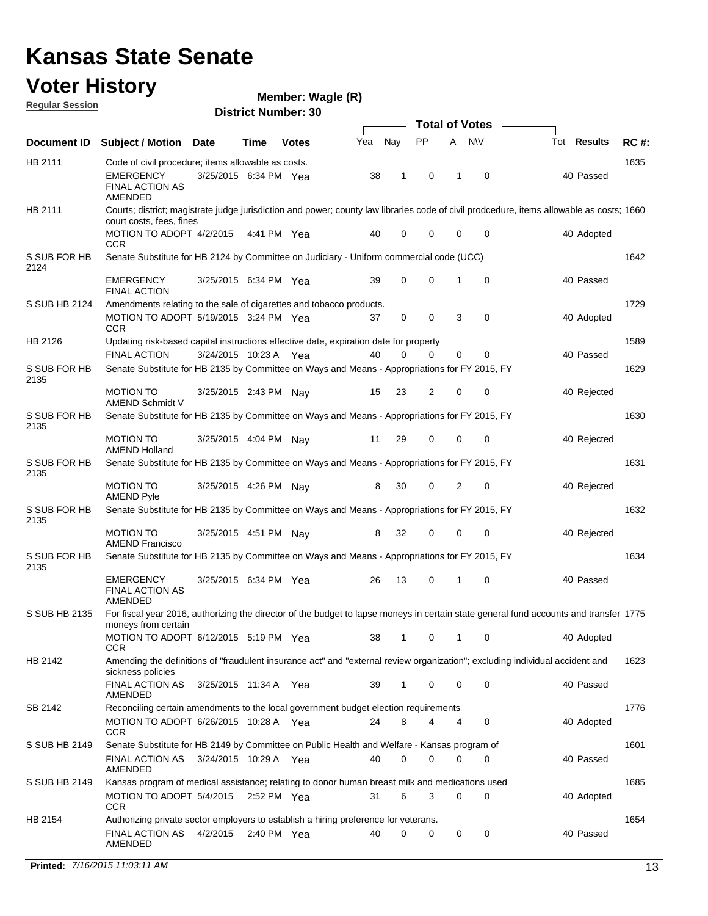# Kansas State Senate

## Voter History

**Regular Session**

**Member: Wagle (R)**

**District Number: 30**

| Document ID | Subject / Motion | Date | Time | Votes | Yea | Nay | PP | A | N\V | Tot | Results | RC #: |
|---|---|---|---|---|---|---|---|---|---|---|---|---|
| HB 2111 | Code of civil procedure; items allowable as costs. | | | | | | | | | | | 1635 |
| | EMERGENCY FINAL ACTION AS AMENDED | 3/25/2015 | 6:34 PM | Yea | 38 | 1 | 0 | 1 | 0 | 40 | Passed | |
| HB 2111 | Courts; district; magistrate judge jurisdiction and power; county law libraries code of civil prodcedure, items allowable as costs; court costs, fees, fines | | | | | | | | | | | 1660 |
| | MOTION TO ADOPT CCR | 4/2/2015 | 4:41 PM | Yea | 40 | 0 | 0 | 0 | 0 | 40 | Adopted | |
| S SUB FOR HB 2124 | Senate Substitute for HB 2124 by Committee on Judiciary - Uniform commercial code (UCC) | | | | | | | | | | | 1642 |
| | EMERGENCY FINAL ACTION | 3/25/2015 | 6:34 PM | Yea | 39 | 0 | 0 | 1 | 0 | 40 | Passed | |
| S SUB HB 2124 | Amendments relating to the sale of cigarettes and tobacco products. | | | | | | | | | | | 1729 |
| | MOTION TO ADOPT CCR | 5/19/2015 | 3:24 PM | Yea | 37 | 0 | 0 | 3 | 0 | 40 | Adopted | |
| HB 2126 | Updating risk-based capital instructions effective date, expiration date for property | | | | | | | | | | | 1589 |
| | FINAL ACTION | 3/24/2015 | 10:23 A | Yea | 40 | 0 | 0 | 0 | 0 | 40 | Passed | |
| S SUB FOR HB 2135 | Senate Substitute for HB 2135 by Committee on Ways and Means - Appropriations for FY 2015, FY | | | | | | | | | | | 1629 |
| | MOTION TO AMEND Schmidt V | 3/25/2015 | 2:43 PM | Nay | 15 | 23 | 2 | 0 | 0 | 40 | Rejected | |
| S SUB FOR HB 2135 | Senate Substitute for HB 2135 by Committee on Ways and Means - Appropriations for FY 2015, FY | | | | | | | | | | | 1630 |
| | MOTION TO AMEND Holland | 3/25/2015 | 4:04 PM | Nay | 11 | 29 | 0 | 0 | 0 | 40 | Rejected | |
| S SUB FOR HB 2135 | Senate Substitute for HB 2135 by Committee on Ways and Means - Appropriations for FY 2015, FY | | | | | | | | | | | 1631 |
| | MOTION TO AMEND Pyle | 3/25/2015 | 4:26 PM | Nay | 8 | 30 | 0 | 2 | 0 | 40 | Rejected | |
| S SUB FOR HB 2135 | Senate Substitute for HB 2135 by Committee on Ways and Means - Appropriations for FY 2015, FY | | | | | | | | | | | 1632 |
| | MOTION TO AMEND Francisco | 3/25/2015 | 4:51 PM | Nay | 8 | 32 | 0 | 0 | 0 | 40 | Rejected | |
| S SUB FOR HB 2135 | Senate Substitute for HB 2135 by Committee on Ways and Means - Appropriations for FY 2015, FY | | | | | | | | | | | 1634 |
| | EMERGENCY FINAL ACTION AS AMENDED | 3/25/2015 | 6:34 PM | Yea | 26 | 13 | 0 | 1 | 0 | 40 | Passed | |
| S SUB HB 2135 | For fiscal year 2016, authorizing the director of the budget to lapse moneys in certain state general fund accounts and transfer moneys from certain | | | | | | | | | | | 1775 |
| | MOTION TO ADOPT CCR | 6/12/2015 | 5:19 PM | Yea | 38 | 1 | 0 | 1 | 0 | 40 | Adopted | |
| HB 2142 | Amending the definitions of "fraudulent insurance act" and "external review organization"; excluding individual accident and sickness policies | | | | | | | | | | | 1623 |
| | FINAL ACTION AS AMENDED | 3/25/2015 | 11:34 A | Yea | 39 | 1 | 0 | 0 | 0 | 40 | Passed | |
| SB 2142 | Reconciling certain amendments to the local government budget election requirements | | | | | | | | | | | 1776 |
| | MOTION TO ADOPT CCR | 6/26/2015 | 10:28 A | Yea | 24 | 8 | 4 | 4 | 0 | 40 | Adopted | |
| S SUB HB 2149 | Senate Substitute for HB 2149 by Committee on Public Health and Welfare - Kansas program of | | | | | | | | | | | 1601 |
| | FINAL ACTION AS AMENDED | 3/24/2015 | 10:29 A | Yea | 40 | 0 | 0 | 0 | 0 | 40 | Passed | |
| S SUB HB 2149 | Kansas program of medical assistance; relating to donor human breast milk and medications used | | | | | | | | | | | 1685 |
| | MOTION TO ADOPT CCR | 5/4/2015 | 2:52 PM | Yea | 31 | 6 | 3 | 0 | 0 | 40 | Adopted | |
| HB 2154 | Authorizing private sector employers to establish a hiring preference for veterans. | | | | | | | | | | | 1654 |
| | FINAL ACTION AS AMENDED | 4/2/2015 | 2:40 PM | Yea | 40 | 0 | 0 | 0 | 0 | 40 | Passed | |

**Printed:** *7/16/2015 11:03:11 AM*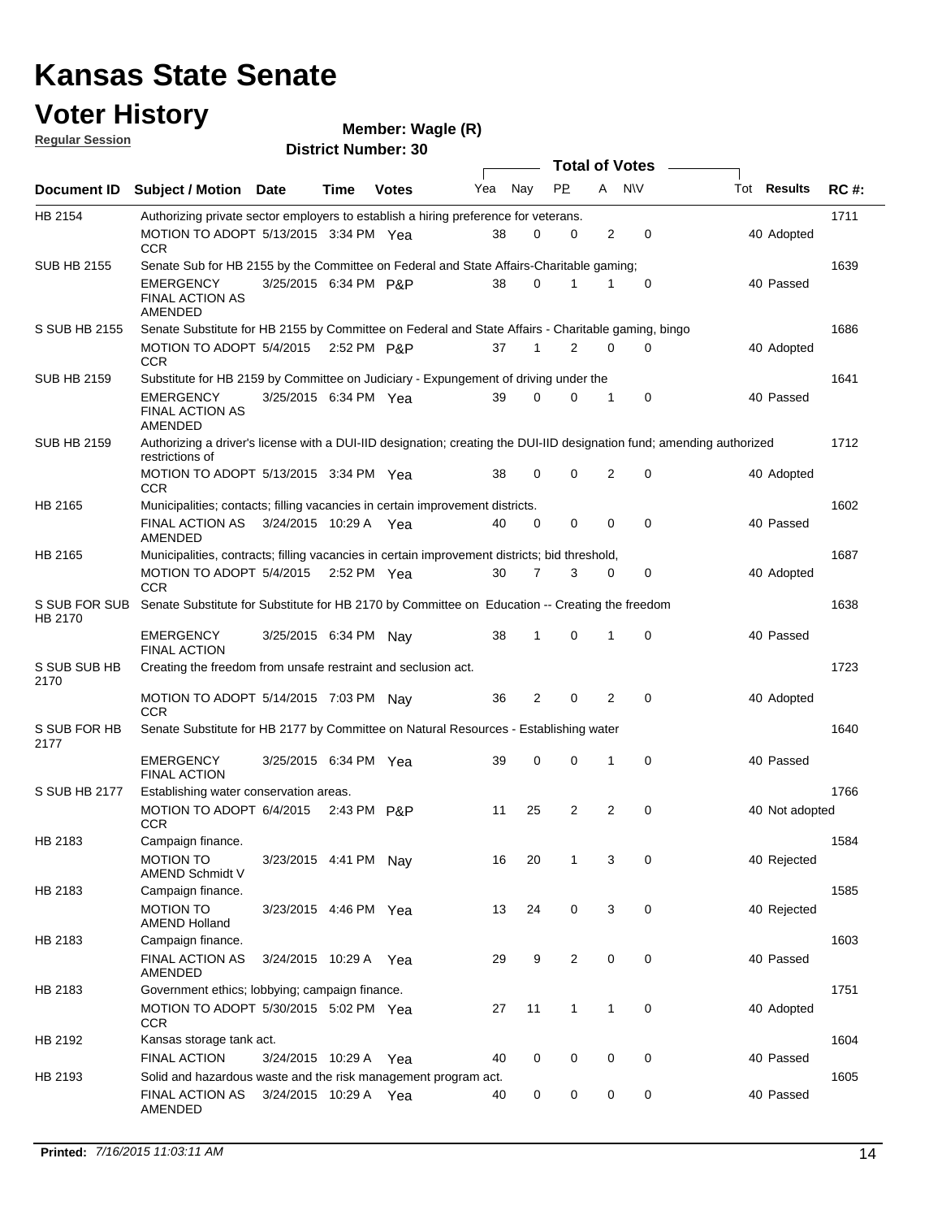# Kansas State Senate

# Voter History

**Regular Session**

**Member: Wagle (R)**

**District Number: 30**

| Document ID | Subject / Motion | Date | Time | Votes | Yea | Nay | PP | A | N\V | Tot | Results | RC #: |
|---|---|---|---|---|---|---|---|---|---|---|---|---|
| HB 2154 | Authorizing private sector employers to establish a hiring preference for veterans. | | | | | | | | | | | 1711 |
| | MOTION TO ADOPT CCR | 5/13/2015 | 3:34 PM | Yea | 38 | 0 | 0 | 2 | 0 | 40 | Adopted | |
| SUB HB 2155 | Senate Sub for HB 2155 by the Committee on Federal and State Affairs-Charitable gaming; | | | | | | | | | | | 1639 |
| | EMERGENCY FINAL ACTION AS AMENDED | 3/25/2015 | 6:34 PM | P&P | 38 | 0 | 1 | 1 | 0 | 40 | Passed | |
| S SUB HB 2155 | Senate Substitute for HB 2155 by Committee on Federal and State Affairs - Charitable gaming, bingo | | | | | | | | | | | 1686 |
| | MOTION TO ADOPT CCR | 5/4/2015 | 2:52 PM | P&P | 37 | 1 | 2 | 0 | 0 | 40 | Adopted | |
| SUB HB 2159 | Substitute for HB 2159 by Committee on Judiciary - Expungement of driving under the | | | | | | | | | | | 1641 |
| | EMERGENCY FINAL ACTION AS AMENDED | 3/25/2015 | 6:34 PM | Yea | 39 | 0 | 0 | 1 | 0 | 40 | Passed | |
| SUB HB 2159 | Authorizing a driver's license with a DUI-IID designation; creating the DUI-IID designation fund; amending authorized restrictions of | | | | | | | | | | | 1712 |
| | MOTION TO ADOPT CCR | 5/13/2015 | 3:34 PM | Yea | 38 | 0 | 0 | 2 | 0 | 40 | Adopted | |
| HB 2165 | Municipalities; contacts; filling vacancies in certain improvement districts. | | | | | | | | | | | 1602 |
| | FINAL ACTION AS AMENDED | 3/24/2015 | 10:29 A | Yea | 40 | 0 | 0 | 0 | 0 | 40 | Passed | |
| HB 2165 | Municipalities, contracts; filling vacancies in certain improvement districts; bid threshold, | | | | | | | | | | | 1687 |
| | MOTION TO ADOPT CCR | 5/4/2015 | 2:52 PM | Yea | 30 | 7 | 3 | 0 | 0 | 40 | Adopted | |
| S SUB FOR SUB HB 2170 | Senate Substitute for Substitute for HB 2170 by Committee on Education -- Creating the freedom | | | | | | | | | | | 1638 |
| | EMERGENCY FINAL ACTION | 3/25/2015 | 6:34 PM | Nay | 38 | 1 | 0 | 1 | 0 | 40 | Passed | |
| S SUB SUB HB 2170 | Creating the freedom from unsafe restraint and seclusion act. | | | | | | | | | | | 1723 |
| | MOTION TO ADOPT CCR | 5/14/2015 | 7:03 PM | Nay | 36 | 2 | 0 | 2 | 0 | 40 | Adopted | |
| S SUB FOR HB 2177 | Senate Substitute for HB 2177 by Committee on Natural Resources - Establishing water | | | | | | | | | | | 1640 |
| | EMERGENCY FINAL ACTION | 3/25/2015 | 6:34 PM | Yea | 39 | 0 | 0 | 1 | 0 | 40 | Passed | |
| S SUB HB 2177 | Establishing water conservation areas. | | | | | | | | | | | 1766 |
| | MOTION TO ADOPT CCR | 6/4/2015 | 2:43 PM | P&P | 11 | 25 | 2 | 2 | 0 | 40 | Not adopted | |
| HB 2183 | Campaign finance. | | | | | | | | | | | 1584 |
| | MOTION TO AMEND Schmidt V | 3/23/2015 | 4:41 PM | Nay | 16 | 20 | 1 | 3 | 0 | 40 | Rejected | |
| HB 2183 | Campaign finance. | | | | | | | | | | | 1585 |
| | MOTION TO AMEND Holland | 3/23/2015 | 4:46 PM | Yea | 13 | 24 | 0 | 3 | 0 | 40 | Rejected | |
| HB 2183 | Campaign finance. | | | | | | | | | | | 1603 |
| | FINAL ACTION AS AMENDED | 3/24/2015 | 10:29 A | Yea | 29 | 9 | 2 | 0 | 0 | 40 | Passed | |
| HB 2183 | Government ethics; lobbying; campaign finance. | | | | | | | | | | | 1751 |
| | MOTION TO ADOPT CCR | 5/30/2015 | 5:02 PM | Yea | 27 | 11 | 1 | 1 | 0 | 40 | Adopted | |
| HB 2192 | Kansas storage tank act. | | | | | | | | | | | 1604 |
| | FINAL ACTION | 3/24/2015 | 10:29 A | Yea | 40 | 0 | 0 | 0 | 0 | 40 | Passed | |
| HB 2193 | Solid and hazardous waste and the risk management program act. | | | | | | | | | | | 1605 |
| | FINAL ACTION AS AMENDED | 3/24/2015 | 10:29 A | Yea | 40 | 0 | 0 | 0 | 0 | 40 | Passed | |

**Printed:** *7/16/2015 11:03:11 AM*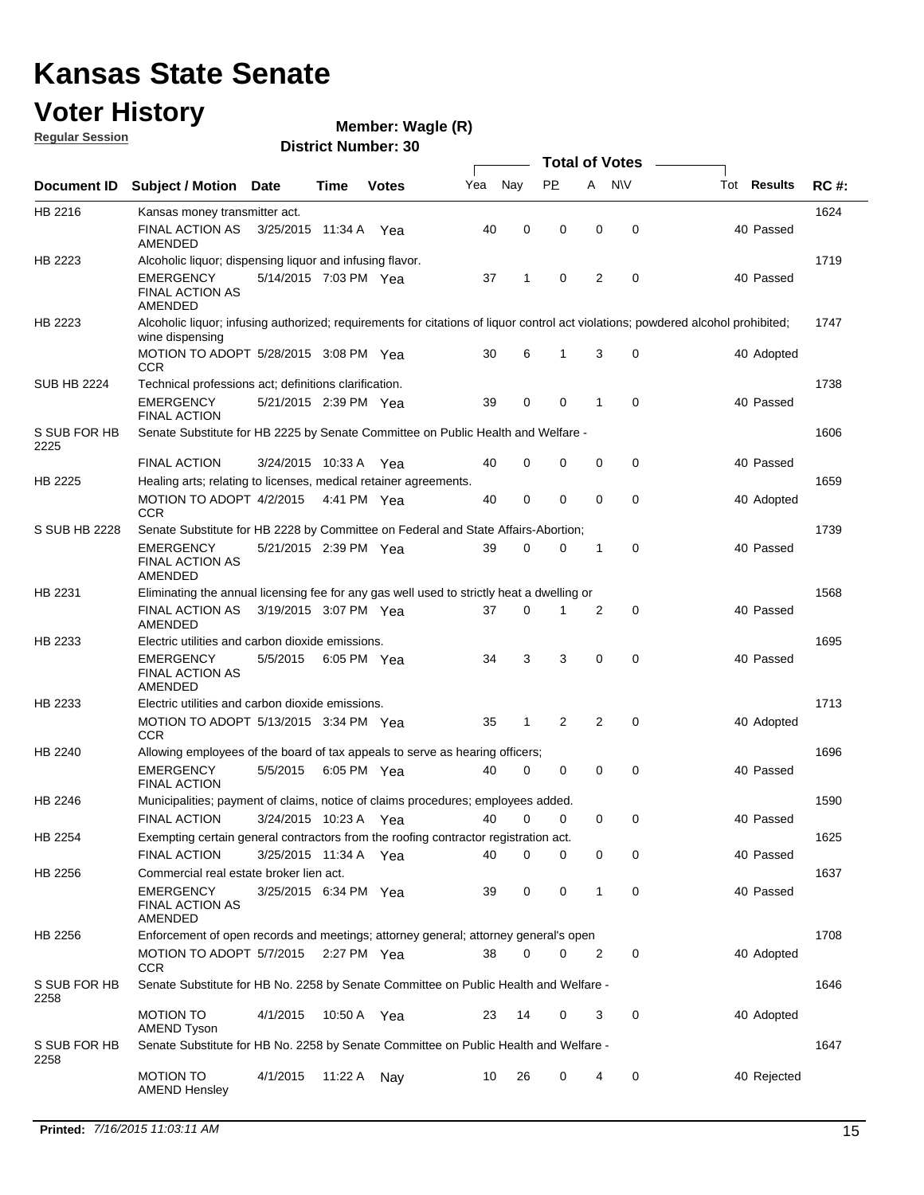# Kansas State Senate

## Voter History

**Regular Session**

**Member: Wagle (R)**

**District Number: 30**

| Document ID | Subject / Motion | Date | Time | Votes | Yea | Nay | PP | A | N\V | Tot | Results | RC #: |
|---|---|---|---|---|---|---|---|---|---|---|---|---|
| HB 2216 | Kansas money transmitter act. | | | | | | | | | | | 1624 |
| | FINAL ACTION AS AMENDED | 3/25/2015 | 11:34 A | Yea | 40 | 0 | 0 | 0 | 0 | 40 | Passed | |
| HB 2223 | Alcoholic liquor; dispensing liquor and infusing flavor. | | | | | | | | | | | 1719 |
| | EMERGENCY FINAL ACTION AS AMENDED | 5/14/2015 | 7:03 PM | Yea | 37 | 1 | 0 | 2 | 0 | 40 | Passed | |
| HB 2223 | Alcoholic liquor; infusing authorized; requirements for citations of liquor control act violations; powdered alcohol prohibited; wine dispensing | | | | | | | | | | | 1747 |
| | MOTION TO ADOPT CCR | 5/28/2015 | 3:08 PM | Yea | 30 | 6 | 1 | 3 | 0 | 40 | Adopted | |
| SUB HB 2224 | Technical professions act; definitions clarification. | | | | | | | | | | | 1738 |
| | EMERGENCY FINAL ACTION | 5/21/2015 | 2:39 PM | Yea | 39 | 0 | 0 | 1 | 0 | 40 | Passed | |
| S SUB FOR HB 2225 | Senate Substitute for HB 2225 by Senate Committee on Public Health and Welfare - | | | | | | | | | | | 1606 |
| | FINAL ACTION | 3/24/2015 | 10:33 A | Yea | 40 | 0 | 0 | 0 | 0 | 40 | Passed | |
| HB 2225 | Healing arts; relating to licenses, medical retainer agreements. | | | | | | | | | | | 1659 |
| | MOTION TO ADOPT CCR | 4/2/2015 | 4:41 PM | Yea | 40 | 0 | 0 | 0 | 0 | 40 | Adopted | |
| S SUB HB 2228 | Senate Substitute for HB 2228 by Committee on Federal and State Affairs-Abortion; | | | | | | | | | | | 1739 |
| | EMERGENCY FINAL ACTION AS AMENDED | 5/21/2015 | 2:39 PM | Yea | 39 | 0 | 0 | 1 | 0 | 40 | Passed | |
| HB 2231 | Eliminating the annual licensing fee for any gas well used to strictly heat a dwelling or | | | | | | | | | | | 1568 |
| | FINAL ACTION AS AMENDED | 3/19/2015 | 3:07 PM | Yea | 37 | 0 | 1 | 2 | 0 | 40 | Passed | |
| HB 2233 | Electric utilities and carbon dioxide emissions. | | | | | | | | | | | 1695 |
| | EMERGENCY FINAL ACTION AS AMENDED | 5/5/2015 | 6:05 PM | Yea | 34 | 3 | 3 | 0 | 0 | 40 | Passed | |
| HB 2233 | Electric utilities and carbon dioxide emissions. | | | | | | | | | | | 1713 |
| | MOTION TO ADOPT CCR | 5/13/2015 | 3:34 PM | Yea | 35 | 1 | 2 | 2 | 0 | 40 | Adopted | |
| HB 2240 | Allowing employees of the board of tax appeals to serve as hearing officers; | | | | | | | | | | | 1696 |
| | EMERGENCY FINAL ACTION | 5/5/2015 | 6:05 PM | Yea | 40 | 0 | 0 | 0 | 0 | 40 | Passed | |
| HB 2246 | Municipalities; payment of claims, notice of claims procedures; employees added. | | | | | | | | | | | 1590 |
| | FINAL ACTION | 3/24/2015 | 10:23 A | Yea | 40 | 0 | 0 | 0 | 0 | 40 | Passed | |
| HB 2254 | Exempting certain general contractors from the roofing contractor registration act. | | | | | | | | | | | 1625 |
| | FINAL ACTION | 3/25/2015 | 11:34 A | Yea | 40 | 0 | 0 | 0 | 0 | 40 | Passed | |
| HB 2256 | Commercial real estate broker lien act. | | | | | | | | | | | 1637 |
| | EMERGENCY FINAL ACTION AS AMENDED | 3/25/2015 | 6:34 PM | Yea | 39 | 0 | 0 | 1 | 0 | 40 | Passed | |
| HB 2256 | Enforcement of open records and meetings; attorney general; attorney general's open | | | | | | | | | | | 1708 |
| | MOTION TO ADOPT CCR | 5/7/2015 | 2:27 PM | Yea | 38 | 0 | 0 | 2 | 0 | 40 | Adopted | |
| S SUB FOR HB 2258 | Senate Substitute for HB No. 2258 by Senate Committee on Public Health and Welfare - | | | | | | | | | | | 1646 |
| | MOTION TO AMEND Tyson | 4/1/2015 | 10:50 A | Yea | 23 | 14 | 0 | 3 | 0 | 40 | Adopted | |
| S SUB FOR HB 2258 | Senate Substitute for HB No. 2258 by Senate Committee on Public Health and Welfare - | | | | | | | | | | | 1647 |
| | MOTION TO AMEND Hensley | 4/1/2015 | 11:22 A | Nay | 10 | 26 | 0 | 4 | 0 | 40 | Rejected | |

**Printed:** *7/16/2015 11:03:11 AM*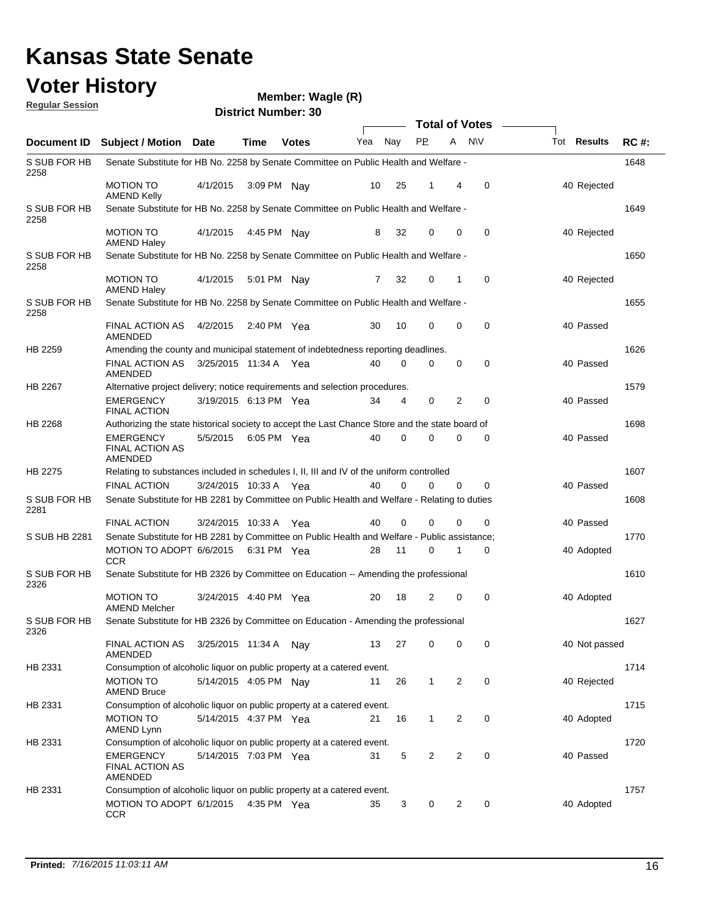# Kansas State Senate

## Voter History

**Regular Session**

**Member: Wagle (R)**

**District Number: 30**

| Document ID | Subject / Motion | Date | Time | Votes | Yea | Nay | PP | A | N\V | Tot | Results | RC #: |
|---|---|---|---|---|---|---|---|---|---|---|---|---|
| S SUB FOR HB 2258 | Senate Substitute for HB No. 2258 by Senate Committee on Public Health and Welfare - | | | | | | | | | | | 1648 |
| | MOTION TO AMEND Kelly | 4/1/2015 | 3:09 PM | Nay | 10 | 25 | 1 | 4 | 0 | 40 | Rejected | |
| S SUB FOR HB 2258 | Senate Substitute for HB No. 2258 by Senate Committee on Public Health and Welfare - | | | | | | | | | | | 1649 |
| | MOTION TO AMEND Haley | 4/1/2015 | 4:45 PM | Nay | 8 | 32 | 0 | 0 | 0 | 40 | Rejected | |
| S SUB FOR HB 2258 | Senate Substitute for HB No. 2258 by Senate Committee on Public Health and Welfare - | | | | | | | | | | | 1650 |
| | MOTION TO AMEND Haley | 4/1/2015 | 5:01 PM | Nay | 7 | 32 | 0 | 1 | 0 | 40 | Rejected | |
| S SUB FOR HB 2258 | Senate Substitute for HB No. 2258 by Senate Committee on Public Health and Welfare - | | | | | | | | | | | 1655 |
| | FINAL ACTION AS AMENDED | 4/2/2015 | 2:40 PM | Yea | 30 | 10 | 0 | 0 | 0 | 40 | Passed | |
| HB 2259 | Amending the county and municipal statement of indebtedness reporting deadlines. | | | | | | | | | | | 1626 |
| | FINAL ACTION AS AMENDED | 3/25/2015 | 11:34 A | Yea | 40 | 0 | 0 | 0 | 0 | 40 | Passed | |
| HB 2267 | Alternative project delivery; notice requirements and selection procedures. | | | | | | | | | | | 1579 |
| | EMERGENCY FINAL ACTION | 3/19/2015 | 6:13 PM | Yea | 34 | 4 | 0 | 2 | 0 | 40 | Passed | |
| HB 2268 | Authorizing the state historical society to accept the Last Chance Store and the state board of | | | | | | | | | | | 1698 |
| | EMERGENCY FINAL ACTION AS AMENDED | 5/5/2015 | 6:05 PM | Yea | 40 | 0 | 0 | 0 | 0 | 40 | Passed | |
| HB 2275 | Relating to substances included in schedules I, II, III and IV of the uniform controlled | | | | | | | | | | | 1607 |
| | FINAL ACTION | 3/24/2015 | 10:33 A | Yea | 40 | 0 | 0 | 0 | 0 | 40 | Passed | |
| S SUB FOR HB 2281 | Senate Substitute for HB 2281 by Committee on Public Health and Welfare - Relating to duties | | | | | | | | | | | 1608 |
| | FINAL ACTION | 3/24/2015 | 10:33 A | Yea | 40 | 0 | 0 | 0 | 0 | 40 | Passed | |
| S SUB HB 2281 | Senate Substitute for HB 2281 by Committee on Public Health and Welfare - Public assistance; | | | | | | | | | | | 1770 |
| | MOTION TO ADOPT CCR | 6/6/2015 | 6:31 PM | Yea | 28 | 11 | 0 | 1 | 0 | 40 | Adopted | |
| S SUB FOR HB 2326 | Senate Substitute for HB 2326 by Committee on Education -- Amending the professional | | | | | | | | | | | 1610 |
| | MOTION TO AMEND Melcher | 3/24/2015 | 4:40 PM | Yea | 20 | 18 | 2 | 0 | 0 | 40 | Adopted | |
| S SUB FOR HB 2326 | Senate Substitute for HB 2326 by Committee on Education - Amending the professional | | | | | | | | | | | 1627 |
| | FINAL ACTION AS AMENDED | 3/25/2015 | 11:34 A | Nay | 13 | 27 | 0 | 0 | 0 | 40 | Not passed | |
| HB 2331 | Consumption of alcoholic liquor on public property at a catered event. | | | | | | | | | | | 1714 |
| | MOTION TO AMEND Bruce | 5/14/2015 | 4:05 PM | Nay | 11 | 26 | 1 | 2 | 0 | 40 | Rejected | |
| HB 2331 | Consumption of alcoholic liquor on public property at a catered event. | | | | | | | | | | | 1715 |
| | MOTION TO AMEND Lynn | 5/14/2015 | 4:37 PM | Yea | 21 | 16 | 1 | 2 | 0 | 40 | Adopted | |
| HB 2331 | Consumption of alcoholic liquor on public property at a catered event. | | | | | | | | | | | 1720 |
| | EMERGENCY FINAL ACTION AS AMENDED | 5/14/2015 | 7:03 PM | Yea | 31 | 5 | 2 | 2 | 0 | 40 | Passed | |
| HB 2331 | Consumption of alcoholic liquor on public property at a catered event. | | | | | | | | | | | 1757 |
| | MOTION TO ADOPT CCR | 6/1/2015 | 4:35 PM | Yea | 35 | 3 | 0 | 2 | 0 | 40 | Adopted | |

**Printed:** *7/16/2015 11:03:11 AM*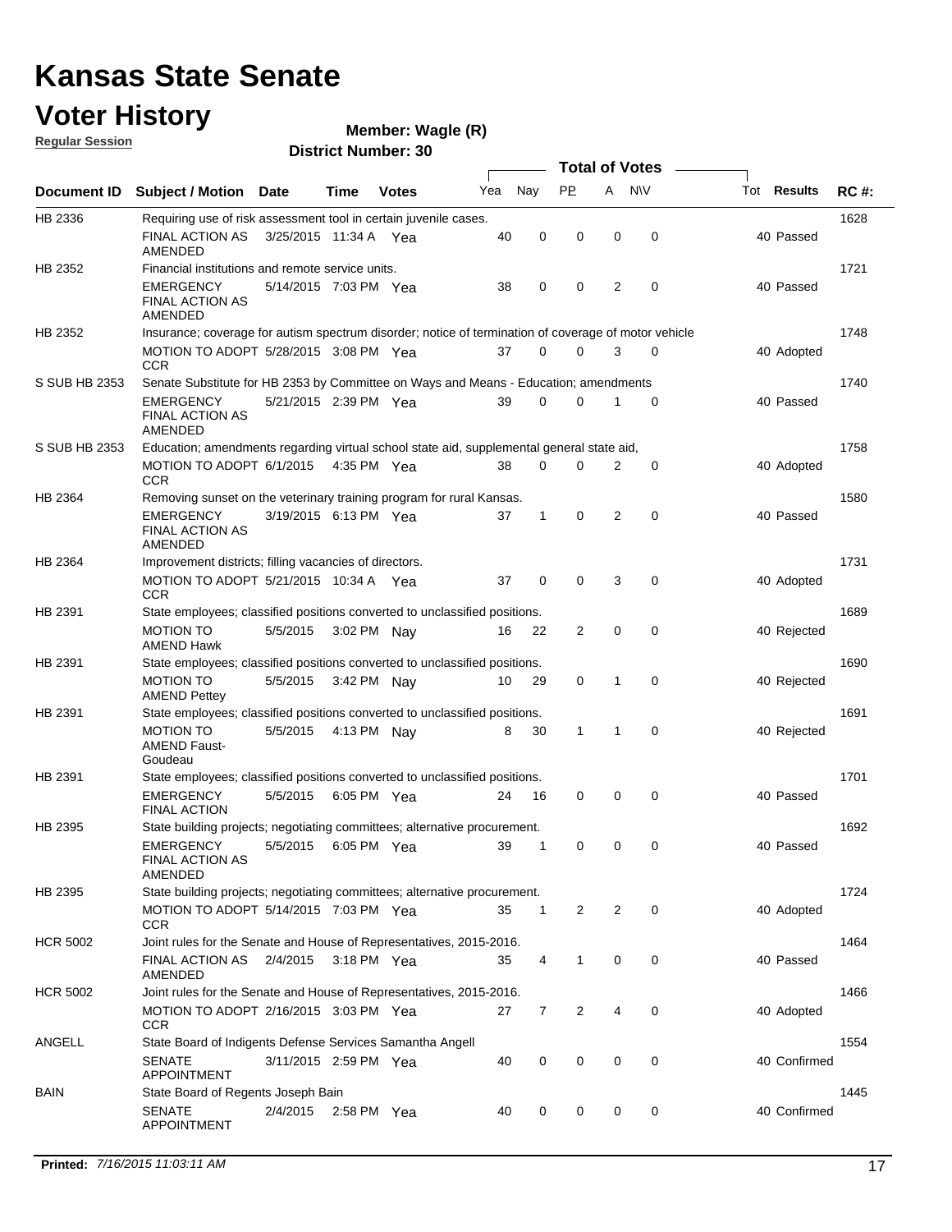# Kansas State Senate

## Voter History

**Regular Session**

**Member: Wagle (R)**

**District Number: 30**

| Document ID | Subject / Motion | Date | Time | Votes | Yea | Nay | PP | A | N\V | Tot | Results | RC #: |
|---|---|---|---|---|---|---|---|---|---|---|---|---|
| HB 2336 | Requiring use of risk assessment tool in certain juvenile cases. | | | | | | | | | | | 1628 |
| | FINAL ACTION AS AMENDED | 3/25/2015 | 11:34 A | Yea | 40 | 0 | 0 | 0 | 0 | 40 | Passed | |
| HB 2352 | Financial institutions and remote service units. | | | | | | | | | | | 1721 |
| | EMERGENCY FINAL ACTION AS AMENDED | 5/14/2015 | 7:03 PM | Yea | 38 | 0 | 0 | 2 | 0 | 40 | Passed | |
| HB 2352 | Insurance; coverage for autism spectrum disorder; notice of termination of coverage of motor vehicle | | | | | | | | | | | 1748 |
| | MOTION TO ADOPT CCR | 5/28/2015 | 3:08 PM | Yea | 37 | 0 | 0 | 3 | 0 | 40 | Adopted | |
| S SUB HB 2353 | Senate Substitute for HB 2353 by Committee on Ways and Means - Education; amendments | | | | | | | | | | | 1740 |
| | EMERGENCY FINAL ACTION AS AMENDED | 5/21/2015 | 2:39 PM | Yea | 39 | 0 | 0 | 1 | 0 | 40 | Passed | |
| S SUB HB 2353 | Education; amendments regarding virtual school state aid, supplemental general state aid, | | | | | | | | | | | 1758 |
| | MOTION TO ADOPT CCR | 6/1/2015 | 4:35 PM | Yea | 38 | 0 | 0 | 2 | 0 | 40 | Adopted | |
| HB 2364 | Removing sunset on the veterinary training program for rural Kansas. | | | | | | | | | | | 1580 |
| | EMERGENCY FINAL ACTION AS AMENDED | 3/19/2015 | 6:13 PM | Yea | 37 | 1 | 0 | 2 | 0 | 40 | Passed | |
| HB 2364 | Improvement districts; filling vacancies of directors. | | | | | | | | | | | 1731 |
| | MOTION TO ADOPT CCR | 5/21/2015 | 10:34 A | Yea | 37 | 0 | 0 | 3 | 0 | 40 | Adopted | |
| HB 2391 | State employees; classified positions converted to unclassified positions. | | | | | | | | | | | 1689 |
| | MOTION TO AMEND Hawk | 5/5/2015 | 3:02 PM | Nay | 16 | 22 | 2 | 0 | 0 | 40 | Rejected | |
| HB 2391 | State employees; classified positions converted to unclassified positions. | | | | | | | | | | | 1690 |
| | MOTION TO AMEND Pettey | 5/5/2015 | 3:42 PM | Nay | 10 | 29 | 0 | 1 | 0 | 40 | Rejected | |
| HB 2391 | State employees; classified positions converted to unclassified positions. | | | | | | | | | | | 1691 |
| | MOTION TO AMEND Faust-Goudeau | 5/5/2015 | 4:13 PM | Nay | 8 | 30 | 1 | 1 | 0 | 40 | Rejected | |
| HB 2391 | State employees; classified positions converted to unclassified positions. | | | | | | | | | | | 1701 |
| | EMERGENCY FINAL ACTION | 5/5/2015 | 6:05 PM | Yea | 24 | 16 | 0 | 0 | 0 | 40 | Passed | |
| HB 2395 | State building projects; negotiating committees; alternative procurement. | | | | | | | | | | | 1692 |
| | EMERGENCY FINAL ACTION AS AMENDED | 5/5/2015 | 6:05 PM | Yea | 39 | 1 | 0 | 0 | 0 | 40 | Passed | |
| HB 2395 | State building projects; negotiating committees; alternative procurement. | | | | | | | | | | | 1724 |
| | MOTION TO ADOPT CCR | 5/14/2015 | 7:03 PM | Yea | 35 | 1 | 2 | 2 | 0 | 40 | Adopted | |
| HCR 5002 | Joint rules for the Senate and House of Representatives, 2015-2016. | | | | | | | | | | | 1464 |
| | FINAL ACTION AS AMENDED | 2/4/2015 | 3:18 PM | Yea | 35 | 4 | 1 | 0 | 0 | 40 | Passed | |
| HCR 5002 | Joint rules for the Senate and House of Representatives, 2015-2016. | | | | | | | | | | | 1466 |
| | MOTION TO ADOPT CCR | 2/16/2015 | 3:03 PM | Yea | 27 | 7 | 2 | 4 | 0 | 40 | Adopted | |
| ANGELL | State Board of Indigents Defense Services Samantha Angell | | | | | | | | | | | 1554 |
| | SENATE APPOINTMENT | 3/11/2015 | 2:59 PM | Yea | 40 | 0 | 0 | 0 | 0 | 40 | Confirmed | |
| BAIN | State Board of Regents Joseph Bain | | | | | | | | | | | 1445 |
| | SENATE APPOINTMENT | 2/4/2015 | 2:58 PM | Yea | 40 | 0 | 0 | 0 | 0 | 40 | Confirmed | |

**Printed:** *7/16/2015 11:03:11 AM*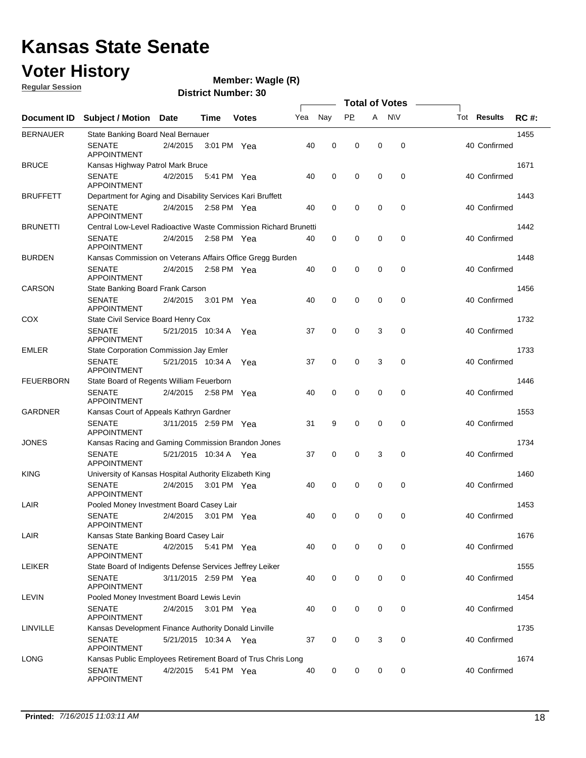# Kansas State Senate

# Voter History

**Regular Session**

**Member: Wagle (R)**

**District Number: 30**

| Document ID | Subject / Motion | Date | Time | Votes | Yea | Nay | PP | A | N\V | Tot | Results | RC #: |
|---|---|---|---|---|---|---|---|---|---|---|---|---|
| BERNAUER | State Banking Board Neal Bernauer | | | | | | | | | | | 1455 |
| | SENATE APPOINTMENT | 2/4/2015 | 3:01 PM | Yea | 40 | 0 | 0 | 0 | 0 | 40 | Confirmed | |
| BRUCE | Kansas Highway Patrol Mark Bruce | | | | | | | | | | | 1671 |
| | SENATE APPOINTMENT | 4/2/2015 | 5:41 PM | Yea | 40 | 0 | 0 | 0 | 0 | 40 | Confirmed | |
| BRUFFETT | Department for Aging and Disability Services Kari Bruffett | | | | | | | | | | | 1443 |
| | SENATE APPOINTMENT | 2/4/2015 | 2:58 PM | Yea | 40 | 0 | 0 | 0 | 0 | 40 | Confirmed | |
| BRUNETTI | Central Low-Level Radioactive Waste Commission Richard Brunetti | | | | | | | | | | | 1442 |
| | SENATE APPOINTMENT | 2/4/2015 | 2:58 PM | Yea | 40 | 0 | 0 | 0 | 0 | 40 | Confirmed | |
| BURDEN | Kansas Commission on Veterans Affairs Office Gregg Burden | | | | | | | | | | | 1448 |
| | SENATE APPOINTMENT | 2/4/2015 | 2:58 PM | Yea | 40 | 0 | 0 | 0 | 0 | 40 | Confirmed | |
| CARSON | State Banking Board Frank Carson | | | | | | | | | | | 1456 |
| | SENATE APPOINTMENT | 2/4/2015 | 3:01 PM | Yea | 40 | 0 | 0 | 0 | 0 | 40 | Confirmed | |
| COX | State Civil Service Board Henry Cox | | | | | | | | | | | 1732 |
| | SENATE APPOINTMENT | 5/21/2015 | 10:34 A | Yea | 37 | 0 | 0 | 3 | 0 | 40 | Confirmed | |
| EMLER | State Corporation Commission Jay Emler | | | | | | | | | | | 1733 |
| | SENATE APPOINTMENT | 5/21/2015 | 10:34 A | Yea | 37 | 0 | 0 | 3 | 0 | 40 | Confirmed | |
| FEUERBORN | State Board of Regents William Feuerborn | | | | | | | | | | | 1446 |
| | SENATE APPOINTMENT | 2/4/2015 | 2:58 PM | Yea | 40 | 0 | 0 | 0 | 0 | 40 | Confirmed | |
| GARDNER | Kansas Court of Appeals Kathryn Gardner | | | | | | | | | | | 1553 |
| | SENATE APPOINTMENT | 3/11/2015 | 2:59 PM | Yea | 31 | 9 | 0 | 0 | 0 | 40 | Confirmed | |
| JONES | Kansas Racing and Gaming Commission Brandon Jones | | | | | | | | | | | 1734 |
| | SENATE APPOINTMENT | 5/21/2015 | 10:34 A | Yea | 37 | 0 | 0 | 3 | 0 | 40 | Confirmed | |
| KING | University of Kansas Hospital Authority Elizabeth King | | | | | | | | | | | 1460 |
| | SENATE APPOINTMENT | 2/4/2015 | 3:01 PM | Yea | 40 | 0 | 0 | 0 | 0 | 40 | Confirmed | |
| LAIR | Pooled Money Investment Board Casey Lair | | | | | | | | | | | 1453 |
| | SENATE APPOINTMENT | 2/4/2015 | 3:01 PM | Yea | 40 | 0 | 0 | 0 | 0 | 40 | Confirmed | |
| LAIR | Kansas State Banking Board Casey Lair | | | | | | | | | | | 1676 |
| | SENATE APPOINTMENT | 4/2/2015 | 5:41 PM | Yea | 40 | 0 | 0 | 0 | 0 | 40 | Confirmed | |
| LEIKER | State Board of Indigents Defense Services Jeffrey Leiker | | | | | | | | | | | 1555 |
| | SENATE APPOINTMENT | 3/11/2015 | 2:59 PM | Yea | 40 | 0 | 0 | 0 | 0 | 40 | Confirmed | |
| LEVIN | Pooled Money Investment Board Lewis Levin | | | | | | | | | | | 1454 |
| | SENATE APPOINTMENT | 2/4/2015 | 3:01 PM | Yea | 40 | 0 | 0 | 0 | 0 | 40 | Confirmed | |
| LINVILLE | Kansas Development Finance Authority Donald Linville | | | | | | | | | | | 1735 |
| | SENATE APPOINTMENT | 5/21/2015 | 10:34 A | Yea | 37 | 0 | 0 | 3 | 0 | 40 | Confirmed | |
| LONG | Kansas Public Employees Retirement Board of Trus Chris Long | | | | | | | | | | | 1674 |
| | SENATE APPOINTMENT | 4/2/2015 | 5:41 PM | Yea | 40 | 0 | 0 | 0 | 0 | 40 | Confirmed | |

**Printed:** *7/16/2015 11:03:11 AM*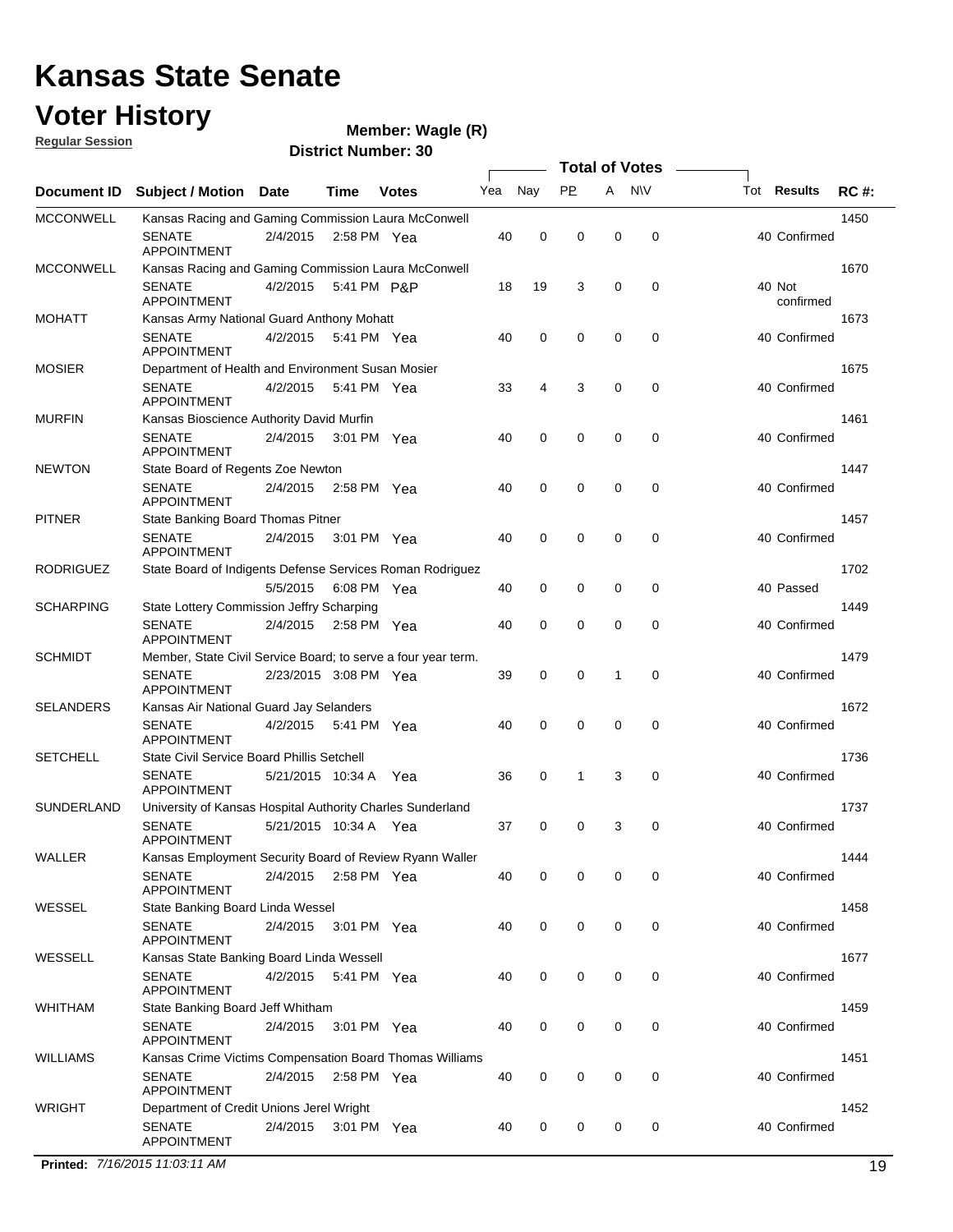# Kansas State Senate

## Voter History

**Regular Session**

**Member: Wagle (R)**

**District Number: 30**

| Document ID | Subject / Motion | Date | Time | Votes | Yea | Nay | PP | A | N\V | Tot | Results | RC #: |
|---|---|---|---|---|---|---|---|---|---|---|---|---|
| MCCONWELL | Kansas Racing and Gaming Commission Laura McConwell | | | | | | | | | | | 1450 |
| | SENATE APPOINTMENT | 2/4/2015 | 2:58 PM | Yea | 40 | 0 | 0 | 0 | 0 | 40 | Confirmed | |
| MCCONWELL | Kansas Racing and Gaming Commission Laura McConwell | | | | | | | | | | | 1670 |
| | SENATE APPOINTMENT | 4/2/2015 | 5:41 PM | P&P | 18 | 19 | 3 | 0 | 0 | 40 | Not confirmed | |
| MOHATT | Kansas Army National Guard Anthony Mohatt | | | | | | | | | | | 1673 |
| | SENATE APPOINTMENT | 4/2/2015 | 5:41 PM | Yea | 40 | 0 | 0 | 0 | 0 | 40 | Confirmed | |
| MOSIER | Department of Health and Environment Susan Mosier | | | | | | | | | | | 1675 |
| | SENATE APPOINTMENT | 4/2/2015 | 5:41 PM | Yea | 33 | 4 | 3 | 0 | 0 | 40 | Confirmed | |
| MURFIN | Kansas Bioscience Authority David Murfin | | | | | | | | | | | 1461 |
| | SENATE APPOINTMENT | 2/4/2015 | 3:01 PM | Yea | 40 | 0 | 0 | 0 | 0 | 40 | Confirmed | |
| NEWTON | State Board of Regents Zoe Newton | | | | | | | | | | | 1447 |
| | SENATE APPOINTMENT | 2/4/2015 | 2:58 PM | Yea | 40 | 0 | 0 | 0 | 0 | 40 | Confirmed | |
| PITNER | State Banking Board Thomas Pitner | | | | | | | | | | | 1457 |
| | SENATE APPOINTMENT | 2/4/2015 | 3:01 PM | Yea | 40 | 0 | 0 | 0 | 0 | 40 | Confirmed | |
| RODRIGUEZ | State Board of Indigents Defense Services Roman Rodriguez | | | | | | | | | | | 1702 |
| | | 5/5/2015 | 6:08 PM | Yea | 40 | 0 | 0 | 0 | 0 | 40 | Passed | |
| SCHARPING | State Lottery Commission Jeffry Scharping | | | | | | | | | | | 1449 |
| | SENATE APPOINTMENT | 2/4/2015 | 2:58 PM | Yea | 40 | 0 | 0 | 0 | 0 | 40 | Confirmed | |
| SCHMIDT | Member, State Civil Service Board; to serve a four year term. | | | | | | | | | | | 1479 |
| | SENATE APPOINTMENT | 2/23/2015 | 3:08 PM | Yea | 39 | 0 | 0 | 1 | 0 | 40 | Confirmed | |
| SELANDERS | Kansas Air National Guard Jay Selanders | | | | | | | | | | | 1672 |
| | SENATE APPOINTMENT | 4/2/2015 | 5:41 PM | Yea | 40 | 0 | 0 | 0 | 0 | 40 | Confirmed | |
| SETCHELL | State Civil Service Board Phillis Setchell | | | | | | | | | | | 1736 |
| | SENATE APPOINTMENT | 5/21/2015 | 10:34 A | Yea | 36 | 0 | 1 | 3 | 0 | 40 | Confirmed | |
| SUNDERLAND | University of Kansas Hospital Authority Charles Sunderland | | | | | | | | | | | 1737 |
| | SENATE APPOINTMENT | 5/21/2015 | 10:34 A | Yea | 37 | 0 | 0 | 3 | 0 | 40 | Confirmed | |
| WALLER | Kansas Employment Security Board of Review Ryann Waller | | | | | | | | | | | 1444 |
| | SENATE APPOINTMENT | 2/4/2015 | 2:58 PM | Yea | 40 | 0 | 0 | 0 | 0 | 40 | Confirmed | |
| WESSEL | State Banking Board Linda Wessel | | | | | | | | | | | 1458 |
| | SENATE APPOINTMENT | 2/4/2015 | 3:01 PM | Yea | 40 | 0 | 0 | 0 | 0 | 40 | Confirmed | |
| WESSELL | Kansas State Banking Board Linda Wessell | | | | | | | | | | | 1677 |
| | SENATE APPOINTMENT | 4/2/2015 | 5:41 PM | Yea | 40 | 0 | 0 | 0 | 0 | 40 | Confirmed | |
| WHITHAM | State Banking Board Jeff Whitham | | | | | | | | | | | 1459 |
| | SENATE APPOINTMENT | 2/4/2015 | 3:01 PM | Yea | 40 | 0 | 0 | 0 | 0 | 40 | Confirmed | |
| WILLIAMS | Kansas Crime Victims Compensation Board Thomas Williams | | | | | | | | | | | 1451 |
| | SENATE APPOINTMENT | 2/4/2015 | 2:58 PM | Yea | 40 | 0 | 0 | 0 | 0 | 40 | Confirmed | |
| WRIGHT | Department of Credit Unions Jerel Wright | | | | | | | | | | | 1452 |
| | SENATE APPOINTMENT | 2/4/2015 | 3:01 PM | Yea | 40 | 0 | 0 | 0 | 0 | 40 | Confirmed | |

**Printed:** *7/16/2015 11:03:11 AM*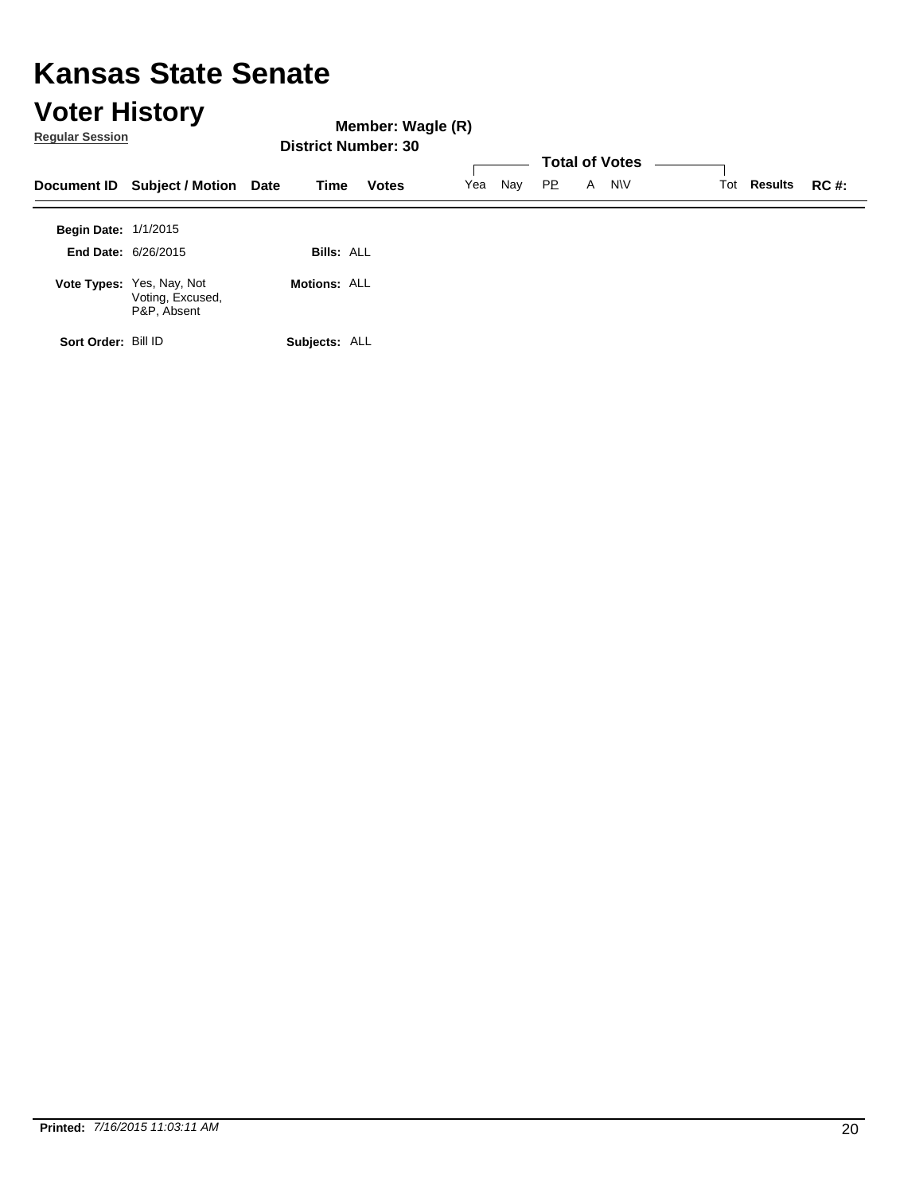# Kansas State Senate

## Voter History

**Regular Session**

**Member: Wagle (R)**

**District Number: 30**

| Document ID | Subject / Motion | Date | Time | Votes | Total of Votes | | | | | | Results | RC #: |
|---|---|---|---|---|---|---|---|---|---|---|---|---|
| | | | | | Yea | Nay | PP | A | N\V | Tot | | |

**Begin Date:** 1/1/2015

**End Date:** 6/26/2015

**Bills:** ALL

**Vote Types:** Yes, Nay, Not Voting, Excused, P&P, Absent

**Motions:** ALL

**Sort Order:** Bill ID

**Subjects:** ALL

**Printed:** *7/16/2015 11:03:11 AM*